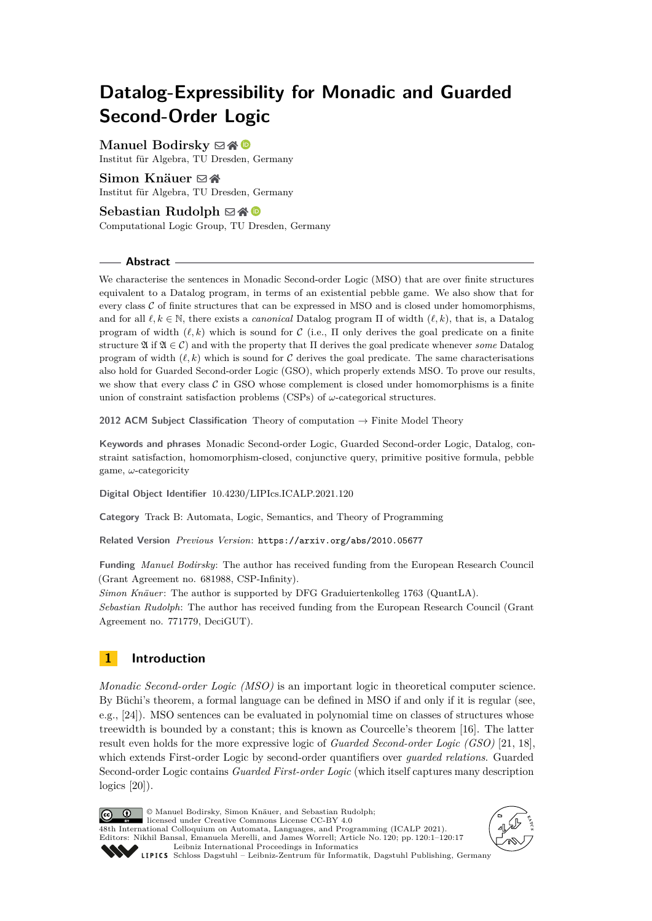# Datalog-Expressibility for Monadic and Guarded Second-Order Logic

**Manuel Bodirsky**
Institut für Algebra, TU Dresden, Germany

**Simon Knäuer**
Institut für Algebra, TU Dresden, Germany

**Sebastian Rudolph**
Computational Logic Group, TU Dresden, Germany

## Abstract

We characterise the sentences in Monadic Second-order Logic (MSO) that are over finite structures equivalent to a Datalog program, in terms of an existential pebble game. We also show that for every class $\mathcal{C}$ of finite structures that can be expressed in MSO and is closed under homomorphisms, and for all $\ell, k \in \mathbb{N}$, there exists a *canonical* Datalog program $\Pi$ of width $(\ell, k)$, that is, a Datalog program of width $(\ell, k)$ which is sound for $\mathcal{C}$ (i.e., $\Pi$ only derives the goal predicate on a finite structure $\mathfrak{A}$ if $\mathfrak{A} \in \mathcal{C}$) and with the property that $\Pi$ derives the goal predicate whenever *some* Datalog program of width $(\ell, k)$ which is sound for $\mathcal{C}$ derives the goal predicate. The same characterisations also hold for Guarded Second-order Logic (GSO), which properly extends MSO. To prove our results, we show that every class $\mathcal{C}$ in GSO whose complement is closed under homomorphisms is a finite union of constraint satisfaction problems (CSPs) of $\omega$-categorical structures.

**2012 ACM Subject Classification** Theory of computation → Finite Model Theory

**Keywords and phrases** Monadic Second-order Logic, Guarded Second-order Logic, Datalog, constraint satisfaction, homomorphism-closed, conjunctive query, primitive positive formula, pebble game, $\omega$-categoricity

**Digital Object Identifier** 10.4230/LIPIcs.ICALP.2021.120

**Category** Track B: Automata, Logic, Semantics, and Theory of Programming

**Related Version** *Previous Version*: https://arxiv.org/abs/2010.05677

**Funding** *Manuel Bodirsky*: The author has received funding from the European Research Council (Grant Agreement no. 681988, CSP-Infinity).
*Simon Knäuer*: The author is supported by DFG Graduiertenkolleg 1763 (QuantLA).
*Sebastian Rudolph*: The author has received funding from the European Research Council (Grant Agreement no. 771779, DeciGUT).

## 1 Introduction

*Monadic Second-order Logic (MSO)* is an important logic in theoretical computer science. By Büchi's theorem, a formal language can be defined in MSO if and only if it is regular (see, e.g., [24]). MSO sentences can be evaluated in polynomial time on classes of structures whose treewidth is bounded by a constant; this is known as Courcelle's theorem [16]. The latter result even holds for the more expressive logic of *Guarded Second-order Logic (GSO)* [21, 18], which extends First-order Logic by second-order quantifiers over *guarded relations*. Guarded Second-order Logic contains *Guarded First-order Logic* (which itself captures many description logics [20]).

© Manuel Bodirsky, Simon Knäuer, and Sebastian Rudolph;
licensed under Creative Commons License CC-BY 4.0
48th International Colloquium on Automata, Languages, and Programming (ICALP 2021).
Editors: Nikhil Bansal, Emanuela Merelli, and James Worrell; Article No. 120; pp. 120:1–120:17
Leibniz International Proceedings in Informatics
Schloss Dagstuhl – Leibniz-Zentrum für Informatik, Dagstuhl Publishing, Germany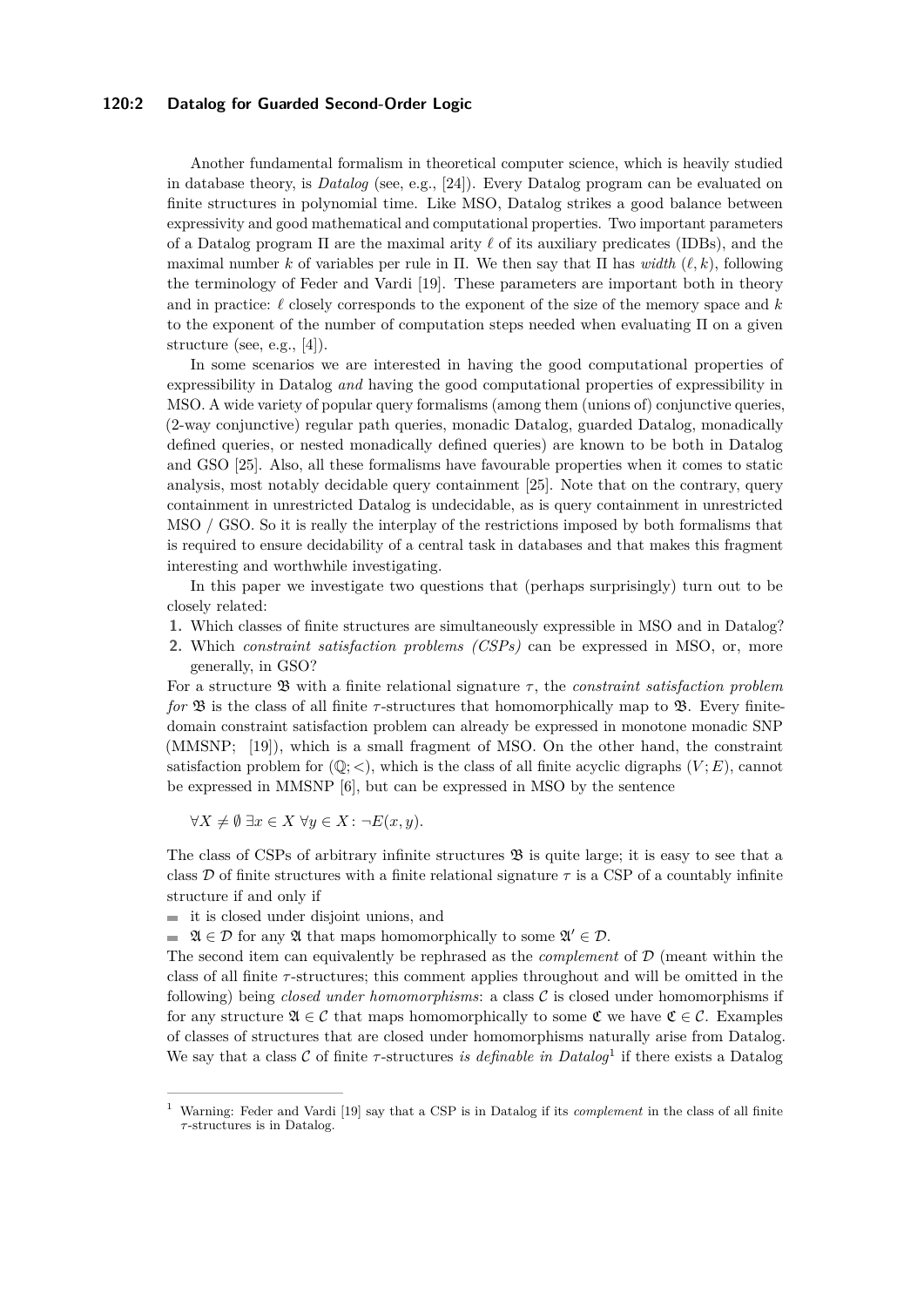Another fundamental formalism in theoretical computer science, which is heavily studied in database theory, is *Datalog* (see, e.g., [24]). Every Datalog program can be evaluated on finite structures in polynomial time. Like MSO, Datalog strikes a good balance between expressivity and good mathematical and computational properties. Two important parameters of a Datalog program $\Pi$ are the maximal arity $\ell$ of its auxiliary predicates (IDBs), and the maximal number $k$ of variables per rule in $\Pi$. We then say that $\Pi$ has *width* $(\ell, k)$, following the terminology of Feder and Vardi [19]. These parameters are important both in theory and in practice: $\ell$ closely corresponds to the exponent of the size of the memory space and $k$ to the exponent of the number of computation steps needed when evaluating $\Pi$ on a given structure (see, e.g., [4]).

In some scenarios we are interested in having the good computational properties of expressibility in Datalog *and* having the good computational properties of expressibility in MSO. A wide variety of popular query formalisms (among them (unions of) conjunctive queries, (2-way conjunctive) regular path queries, monadic Datalog, guarded Datalog, monadically defined queries, or nested monadically defined queries) are known to be both in Datalog and GSO [25]. Also, all these formalisms have favourable properties when it comes to static analysis, most notably decidable query containment [25]. Note that on the contrary, query containment in unrestricted Datalog is undecidable, as is query containment in unrestricted MSO / GSO. So it is really the interplay of the restrictions imposed by both formalisms that is required to ensure decidability of a central task in databases and that makes this fragment interesting and worthwhile investigating.

In this paper we investigate two questions that (perhaps surprisingly) turn out to be closely related:

1. Which classes of finite structures are simultaneously expressible in MSO and in Datalog?
2. Which *constraint satisfaction problems (CSPs)* can be expressed in MSO, or, more generally, in GSO?

For a structure $\mathfrak{B}$ with a finite relational signature $\tau$, the *constraint satisfaction problem for* $\mathfrak{B}$ is the class of all finite $\tau$-structures that homomorphically map to $\mathfrak{B}$. Every finite-domain constraint satisfaction problem can already be expressed in monotone monadic SNP (MMSNP; [19]), which is a small fragment of MSO. On the other hand, the constraint satisfaction problem for $(\mathbb{Q}; <)$, which is the class of all finite acyclic digraphs $(V; E)$, cannot be expressed in MMSNP [6], but can be expressed in MSO by the sentence

$$\forall X \neq \emptyset \; \exists x \in X \; \forall y \in X \colon \neg E(x, y).$$

The class of CSPs of arbitrary infinite structures $\mathfrak{B}$ is quite large; it is easy to see that a class $\mathcal{D}$ of finite structures with a finite relational signature $\tau$ is a CSP of a countably infinite structure if and only if

- it is closed under disjoint unions, and
- $\mathfrak{A} \in \mathcal{D}$ for any $\mathfrak{A}$ that maps homomorphically to some $\mathfrak{A}' \in \mathcal{D}$.

The second item can equivalently be rephrased as the *complement* of $\mathcal{D}$ (meant within the class of all finite $\tau$-structures; this comment applies throughout and will be omitted in the following) being *closed under homomorphisms*: a class $\mathcal{C}$ is closed under homomorphisms if for any structure $\mathfrak{A} \in \mathcal{C}$ that maps homomorphically to some $\mathfrak{C}$ we have $\mathfrak{C} \in \mathcal{C}$. Examples of classes of structures that are closed under homomorphisms naturally arise from Datalog. We say that a class $\mathcal{C}$ of finite $\tau$-structures *is definable in Datalog*[1] if there exists a Datalog

[1] Warning: Feder and Vardi [19] say that a CSP is in Datalog if its *complement* in the class of all finite $\tau$-structures is in Datalog.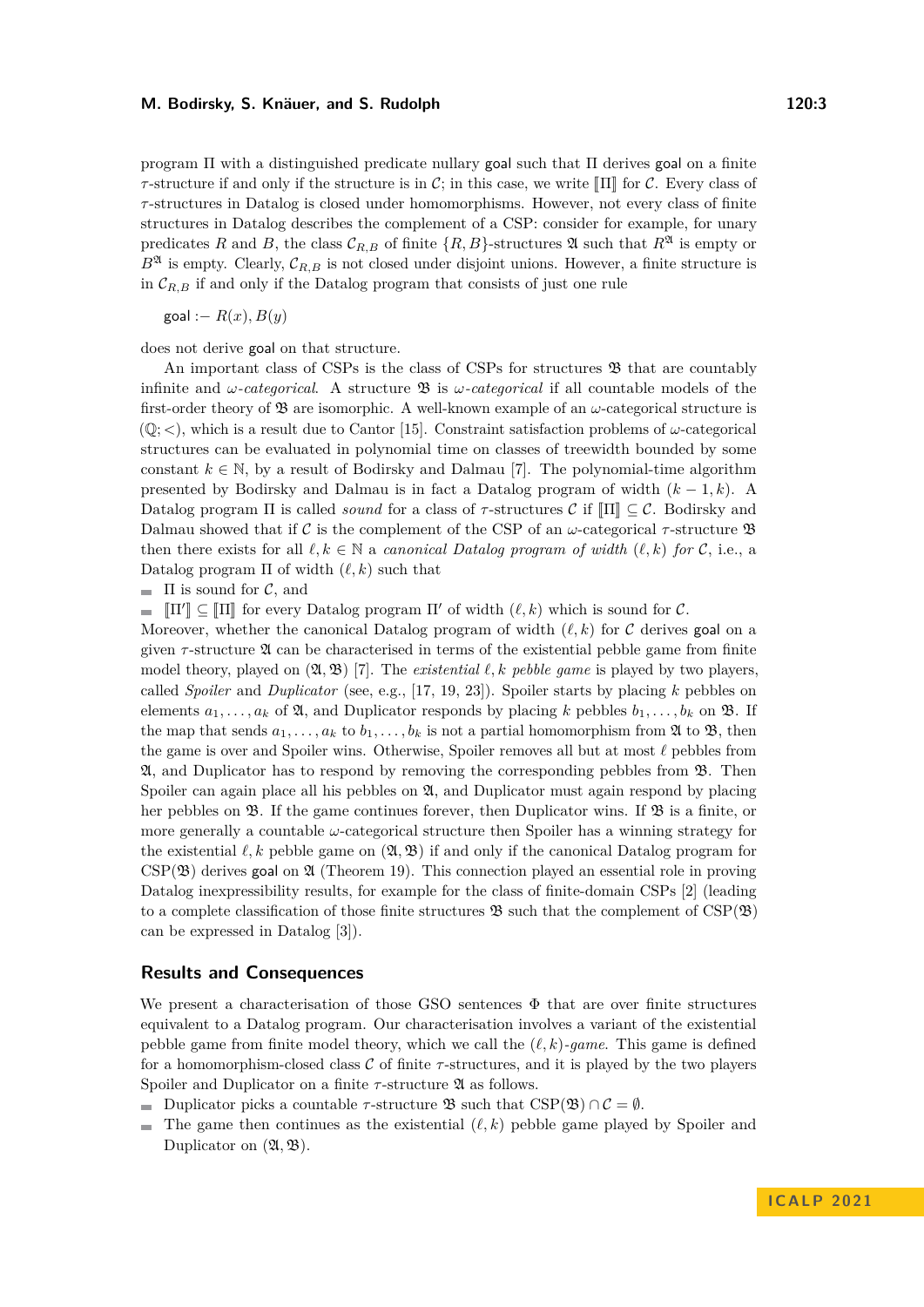program $\Pi$ with a distinguished predicate nullary goal such that $\Pi$ derives goal on a finite $\tau$-structure if and only if the structure is in $\mathcal{C}$; in this case, we write $[\![\Pi]\!]$ for $\mathcal{C}$. Every class of $\tau$-structures in Datalog is closed under homomorphisms. However, not every class of finite structures in Datalog describes the complement of a CSP: consider for example, for unary predicates $R$ and $B$, the class $\mathcal{C}_{R,B}$ of finite $\{R, B\}$-structures $\mathfrak{A}$ such that $R^{\mathfrak{A}}$ is empty or $B^{\mathfrak{A}}$ is empty. Clearly, $\mathcal{C}_{R,B}$ is not closed under disjoint unions. However, a finite structure is in $\mathcal{C}_{R,B}$ if and only if the Datalog program that consists of just one rule

goal :− $R(x), B(y)$

does not derive goal on that structure.

An important class of CSPs is the class of CSPs for structures $\mathfrak{B}$ that are countably infinite and *$\omega$-categorical*. A structure $\mathfrak{B}$ is *$\omega$-categorical* if all countable models of the first-order theory of $\mathfrak{B}$ are isomorphic. A well-known example of an $\omega$-categorical structure is $(\mathbb{Q}; <)$, which is a result due to Cantor [15]. Constraint satisfaction problems of $\omega$-categorical structures can be evaluated in polynomial time on classes of treewidth bounded by some constant $k \in \mathbb{N}$, by a result of Bodirsky and Dalmau [7]. The polynomial-time algorithm presented by Bodirsky and Dalmau is in fact a Datalog program of width $(k-1, k)$. A Datalog program $\Pi$ is called *sound* for a class of $\tau$-structures $\mathcal{C}$ if $[\![\Pi]\!] \subseteq \mathcal{C}$. Bodirsky and Dalmau showed that if $\mathcal{C}$ is the complement of the CSP of an $\omega$-categorical $\tau$-structure $\mathfrak{B}$ then there exists for all $\ell, k \in \mathbb{N}$ a *canonical Datalog program of width* $(\ell, k)$ *for* $\mathcal{C}$, i.e., a Datalog program $\Pi$ of width $(\ell, k)$ such that

- $\Pi$ is sound for $\mathcal{C}$, and
- $[\![\Pi']\!] \subseteq [\![\Pi]\!]$ for every Datalog program $\Pi'$ of width $(\ell, k)$ which is sound for $\mathcal{C}$.

Moreover, whether the canonical Datalog program of width $(\ell, k)$ for $\mathcal{C}$ derives goal on a given $\tau$-structure $\mathfrak{A}$ can be characterised in terms of the existential pebble game from finite model theory, played on $(\mathfrak{A}, \mathfrak{B})$ [7]. The *existential* $\ell, k$ *pebble game* is played by two players, called *Spoiler* and *Duplicator* (see, e.g., [17, 19, 23]). Spoiler starts by placing $k$ pebbles on elements $a_1, \ldots, a_k$ of $\mathfrak{A}$, and Duplicator responds by placing $k$ pebbles $b_1, \ldots, b_k$ on $\mathfrak{B}$. If the map that sends $a_1, \ldots, a_k$ to $b_1, \ldots, b_k$ is not a partial homomorphism from $\mathfrak{A}$ to $\mathfrak{B}$, then the game is over and Spoiler wins. Otherwise, Spoiler removes all but at most $\ell$ pebbles from $\mathfrak{A}$, and Duplicator has to respond by removing the corresponding pebbles from $\mathfrak{B}$. Then Spoiler can again place all his pebbles on $\mathfrak{A}$, and Duplicator must again respond by placing her pebbles on $\mathfrak{B}$. If the game continues forever, then Duplicator wins. If $\mathfrak{B}$ is a finite, or more generally a countable $\omega$-categorical structure then Spoiler has a winning strategy for the existential $\ell, k$ pebble game on $(\mathfrak{A}, \mathfrak{B})$ if and only if the canonical Datalog program for $\mathrm{CSP}(\mathfrak{B})$ derives goal on $\mathfrak{A}$ (Theorem 19). This connection played an essential role in proving Datalog inexpressibility results, for example for the class of finite-domain CSPs [2] (leading to a complete classification of those finite structures $\mathfrak{B}$ such that the complement of $\mathrm{CSP}(\mathfrak{B})$ can be expressed in Datalog [3]).

## Results and Consequences

We present a characterisation of those GSO sentences $\Phi$ that are over finite structures equivalent to a Datalog program. Our characterisation involves a variant of the existential pebble game from finite model theory, which we call the *$(\ell, k)$-game*. This game is defined for a homomorphism-closed class $\mathcal{C}$ of finite $\tau$-structures, and it is played by the two players Spoiler and Duplicator on a finite $\tau$-structure $\mathfrak{A}$ as follows.

- Duplicator picks a countable $\tau$-structure $\mathfrak{B}$ such that $\mathrm{CSP}(\mathfrak{B}) \cap \mathcal{C} = \emptyset$.
- The game then continues as the existential $(\ell, k)$ pebble game played by Spoiler and Duplicator on $(\mathfrak{A}, \mathfrak{B})$.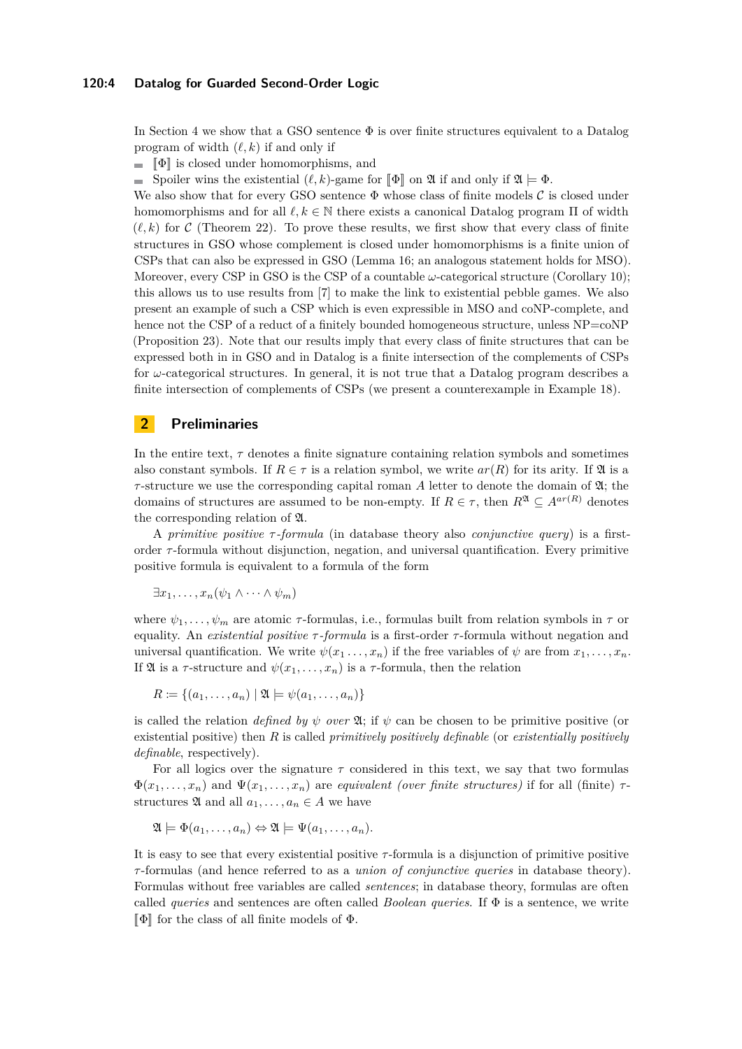In Section 4 we show that a GSO sentence $\Phi$ is over finite structures equivalent to a Datalog program of width $(\ell, k)$ if and only if

- $[\![\Phi]\!]$ is closed under homomorphisms, and
- Spoiler wins the existential $(\ell, k)$-game for $[\![\Phi]\!]$ on $\mathfrak{A}$ if and only if $\mathfrak{A} \models \Phi$.

We also show that for every GSO sentence $\Phi$ whose class of finite models $\mathcal{C}$ is closed under homomorphisms and for all $\ell, k \in \mathbb{N}$ there exists a canonical Datalog program $\Pi$ of width $(\ell, k)$ for $\mathcal{C}$ (Theorem 22). To prove these results, we first show that every class of finite structures in GSO whose complement is closed under homomorphisms is a finite union of CSPs that can also be expressed in GSO (Lemma 16; an analogous statement holds for MSO). Moreover, every CSP in GSO is the CSP of a countable $\omega$-categorical structure (Corollary 10); this allows us to use results from [7] to make the link to existential pebble games. We also present an example of such a CSP which is even expressible in MSO and coNP-complete, and hence not the CSP of a reduct of a finitely bounded homogeneous structure, unless NP=coNP (Proposition 23). Note that our results imply that every class of finite structures that can be expressed both in in GSO and in Datalog is a finite intersection of the complements of CSPs for $\omega$-categorical structures. In general, it is not true that a Datalog program describes a finite intersection of complements of CSPs (we present a counterexample in Example 18).

## 2 Preliminaries

In the entire text, $\tau$ denotes a finite signature containing relation symbols and sometimes also constant symbols. If $R \in \tau$ is a relation symbol, we write $ar(R)$ for its arity. If $\mathfrak{A}$ is a $\tau$-structure we use the corresponding capital roman $A$ letter to denote the domain of $\mathfrak{A}$; the domains of structures are assumed to be non-empty. If $R \in \tau$, then $R^{\mathfrak{A}} \subseteq A^{ar(R)}$ denotes the corresponding relation of $\mathfrak{A}$.

A *primitive positive $\tau$-formula* (in database theory also *conjunctive query*) is a first-order $\tau$-formula without disjunction, negation, and universal quantification. Every primitive positive formula is equivalent to a formula of the form

$$\exists x_1, \dots, x_n (\psi_1 \wedge \dots \wedge \psi_m)$$

where $\psi_1, \dots, \psi_m$ are atomic $\tau$-formulas, i.e., formulas built from relation symbols in $\tau$ or equality. An *existential positive $\tau$-formula* is a first-order $\tau$-formula without negation and universal quantification. We write $\psi(x_1 \dots, x_n)$ if the free variables of $\psi$ are from $x_1, \dots, x_n$. If $\mathfrak{A}$ is a $\tau$-structure and $\psi(x_1, \dots, x_n)$ is a $\tau$-formula, then the relation

$$R := \{(a_1, \dots, a_n) \mid \mathfrak{A} \models \psi(a_1, \dots, a_n)\}$$

is called the relation *defined by $\psi$ over $\mathfrak{A}$*; if $\psi$ can be chosen to be primitive positive (or existential positive) then $R$ is called *primitively positively definable* (or *existentially positively definable*, respectively).

For all logics over the signature $\tau$ considered in this text, we say that two formulas $\Phi(x_1, \dots, x_n)$ and $\Psi(x_1, \dots, x_n)$ are *equivalent (over finite structures)* if for all (finite) $\tau$-structures $\mathfrak{A}$ and all $a_1, \dots, a_n \in A$ we have

$$\mathfrak{A} \models \Phi(a_1, \dots, a_n) \Leftrightarrow \mathfrak{A} \models \Psi(a_1, \dots, a_n).$$

It is easy to see that every existential positive $\tau$-formula is a disjunction of primitive positive $\tau$-formulas (and hence referred to as a *union of conjunctive queries* in database theory). Formulas without free variables are called *sentences*; in database theory, formulas are often called *queries* and sentences are often called *Boolean queries*. If $\Phi$ is a sentence, we write $[\![\Phi]\!]$ for the class of all finite models of $\Phi$.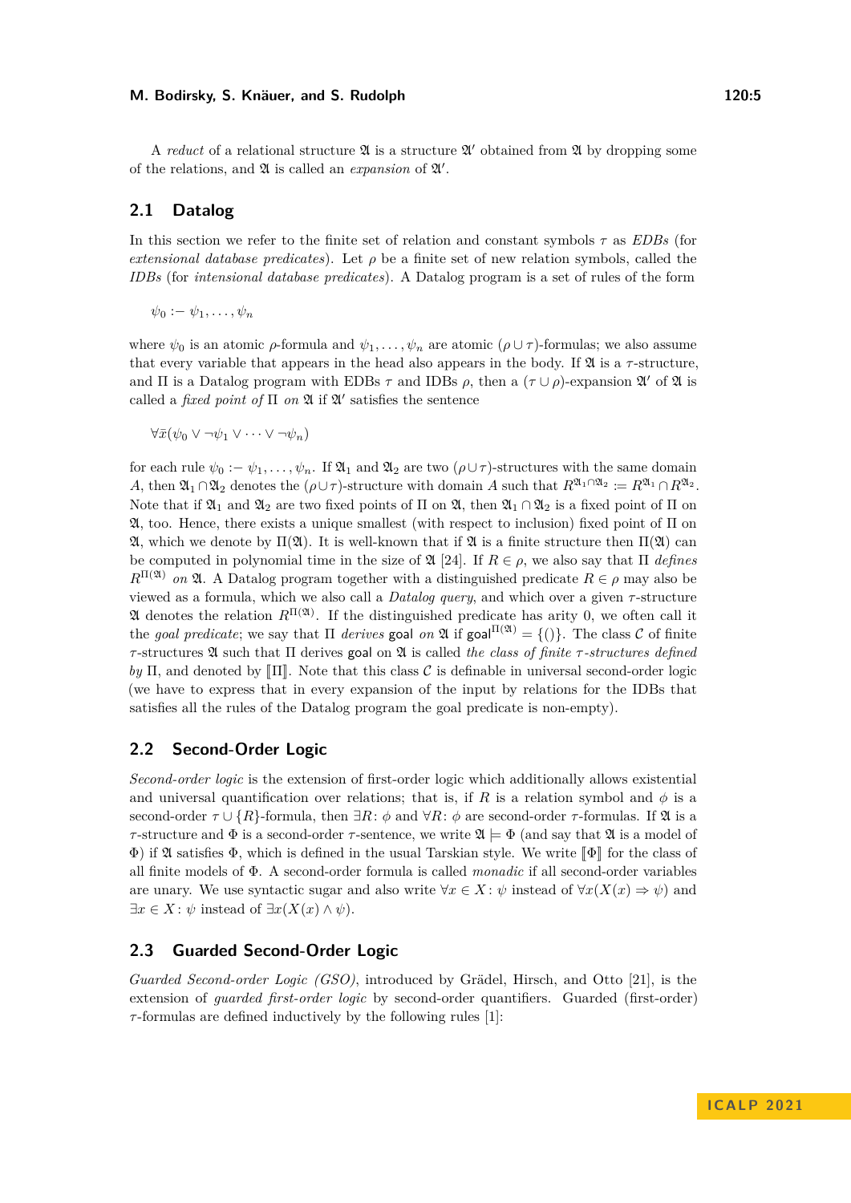A *reduct* of a relational structure $\mathfrak{A}$ is a structure $\mathfrak{A}'$ obtained from $\mathfrak{A}$ by dropping some of the relations, and $\mathfrak{A}$ is called an *expansion* of $\mathfrak{A}'$.

## 2.1 Datalog

In this section we refer to the finite set of relation and constant symbols $\tau$ as *EDBs* (for *extensional database predicates*). Let $\rho$ be a finite set of new relation symbols, called the *IDBs* (for *intensional database predicates*). A Datalog program is a set of rules of the form

$$\psi_0 :- \psi_1, \ldots, \psi_n$$

where $\psi_0$ is an atomic $\rho$-formula and $\psi_1, \ldots, \psi_n$ are atomic $(\rho \cup \tau)$-formulas; we also assume that every variable that appears in the head also appears in the body. If $\mathfrak{A}$ is a $\tau$-structure, and $\Pi$ is a Datalog program with EDBs $\tau$ and IDBs $\rho$, then a $(\tau \cup \rho)$-expansion $\mathfrak{A}'$ of $\mathfrak{A}$ is called a *fixed point of* $\Pi$ *on* $\mathfrak{A}$ if $\mathfrak{A}'$ satisfies the sentence

$$\forall \bar{x}(\psi_0 \vee \neg\psi_1 \vee \cdots \vee \neg\psi_n)$$

for each rule $\psi_0 :- \psi_1, \ldots, \psi_n$. If $\mathfrak{A}_1$ and $\mathfrak{A}_2$ are two $(\rho \cup \tau)$-structures with the same domain $A$, then $\mathfrak{A}_1 \cap \mathfrak{A}_2$ denotes the $(\rho \cup \tau)$-structure with domain $A$ such that $R^{\mathfrak{A}_1 \cap \mathfrak{A}_2} := R^{\mathfrak{A}_1} \cap R^{\mathfrak{A}_2}$. Note that if $\mathfrak{A}_1$ and $\mathfrak{A}_2$ are two fixed points of $\Pi$ on $\mathfrak{A}$, then $\mathfrak{A}_1 \cap \mathfrak{A}_2$ is a fixed point of $\Pi$ on $\mathfrak{A}$, too. Hence, there exists a unique smallest (with respect to inclusion) fixed point of $\Pi$ on $\mathfrak{A}$, which we denote by $\Pi(\mathfrak{A})$. It is well-known that if $\mathfrak{A}$ is a finite structure then $\Pi(\mathfrak{A})$ can be computed in polynomial time in the size of $\mathfrak{A}$ [24]. If $R \in \rho$, we also say that $\Pi$ *defines* $R^{\Pi(\mathfrak{A})}$ *on* $\mathfrak{A}$. A Datalog program together with a distinguished predicate $R \in \rho$ may also be viewed as a formula, which we also call a *Datalog query*, and which over a given $\tau$-structure $\mathfrak{A}$ denotes the relation $R^{\Pi(\mathfrak{A})}$. If the distinguished predicate has arity 0, we often call it the *goal predicate*; we say that $\Pi$ *derives* $\mathsf{goal}$ *on* $\mathfrak{A}$ if $\mathsf{goal}^{\Pi(\mathfrak{A})} = \{()\}$. The class $\mathcal{C}$ of finite $\tau$-structures $\mathfrak{A}$ such that $\Pi$ derives $\mathsf{goal}$ on $\mathfrak{A}$ is called *the class of finite $\tau$-structures defined by* $\Pi$, and denoted by $[\![\Pi]\!]$. Note that this class $\mathcal{C}$ is definable in universal second-order logic (we have to express that in every expansion of the input by relations for the IDBs that satisfies all the rules of the Datalog program the goal predicate is non-empty).

## 2.2 Second-Order Logic

*Second-order logic* is the extension of first-order logic which additionally allows existential and universal quantification over relations; that is, if $R$ is a relation symbol and $\phi$ is a second-order $\tau \cup \{R\}$-formula, then $\exists R \colon \phi$ and $\forall R \colon \phi$ are second-order $\tau$-formulas. If $\mathfrak{A}$ is a $\tau$-structure and $\Phi$ is a second-order $\tau$-sentence, we write $\mathfrak{A} \models \Phi$ (and say that $\mathfrak{A}$ is a model of $\Phi$) if $\mathfrak{A}$ satisfies $\Phi$, which is defined in the usual Tarskian style. We write $[\![\Phi]\!]$ for the class of all finite models of $\Phi$. A second-order formula is called *monadic* if all second-order variables are unary. We use syntactic sugar and also write $\forall x \in X \colon \psi$ instead of $\forall x(X(x) \Rightarrow \psi)$ and $\exists x \in X \colon \psi$ instead of $\exists x(X(x) \wedge \psi)$.

## 2.3 Guarded Second-Order Logic

*Guarded Second-order Logic (GSO)*, introduced by Grädel, Hirsch, and Otto [21], is the extension of *guarded first-order logic* by second-order quantifiers. Guarded (first-order) $\tau$-formulas are defined inductively by the following rules [1]: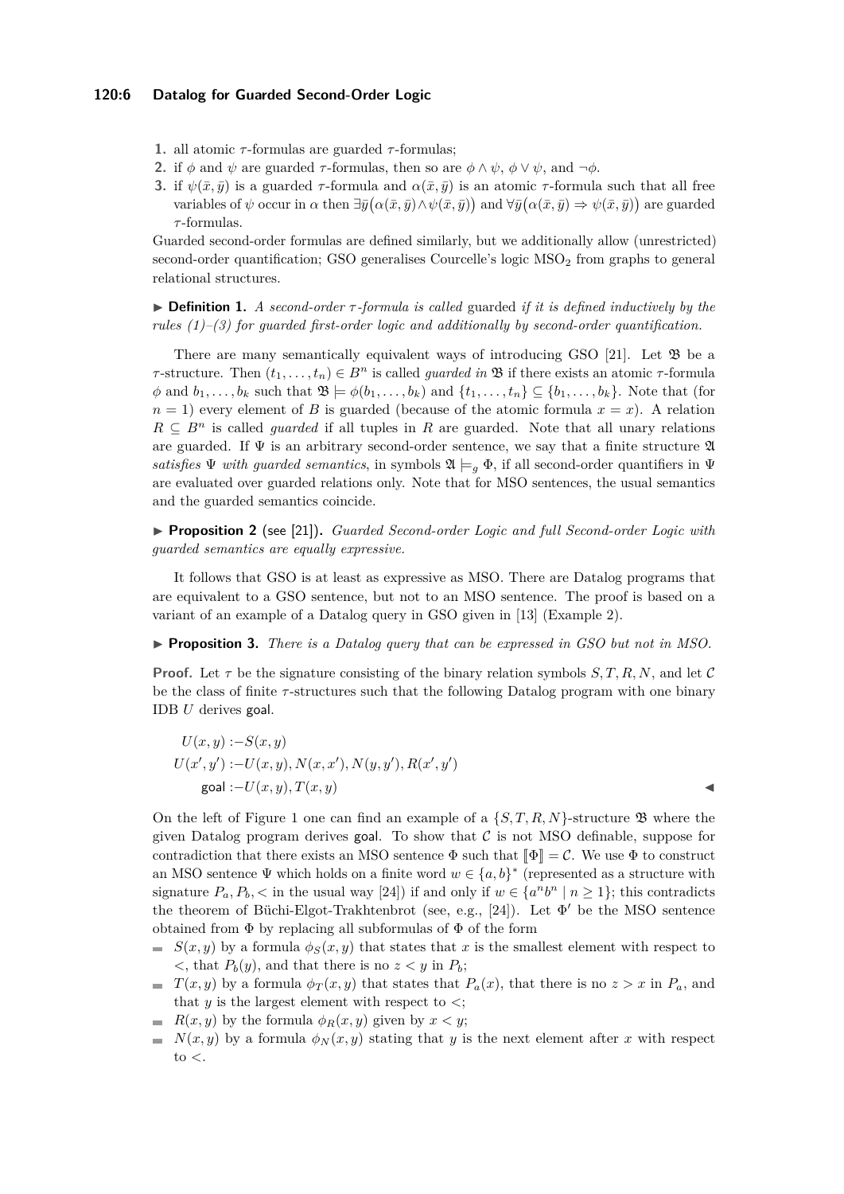1. all atomic $\tau$-formulas are guarded $\tau$-formulas;
2. if $\phi$ and $\psi$ are guarded $\tau$-formulas, then so are $\phi \wedge \psi$, $\phi \vee \psi$, and $\neg\phi$.
3. if $\psi(\bar{x}, \bar{y})$ is a guarded $\tau$-formula and $\alpha(\bar{x}, \bar{y})$ is an atomic $\tau$-formula such that all free variables of $\psi$ occur in $\alpha$ then $\exists \bar{y}\big(\alpha(\bar{x}, \bar{y}) \wedge \psi(\bar{x}, \bar{y})\big)$ and $\forall \bar{y}\big(\alpha(\bar{x}, \bar{y}) \Rightarrow \psi(\bar{x}, \bar{y})\big)$ are guarded $\tau$-formulas.

Guarded second-order formulas are defined similarly, but we additionally allow (unrestricted) second-order quantification; GSO generalises Courcelle's logic $\text{MSO}_2$ from graphs to general relational structures.

▶ **Definition 1.** *A second-order $\tau$-formula is called* guarded *if it is defined inductively by the rules (1)–(3) for guarded first-order logic and additionally by second-order quantification.*

There are many semantically equivalent ways of introducing GSO [21]. Let $\mathfrak{B}$ be a $\tau$-structure. Then $(t_1, \dots, t_n) \in B^n$ is called *guarded in* $\mathfrak{B}$ if there exists an atomic $\tau$-formula $\phi$ and $b_1, \dots, b_k$ such that $\mathfrak{B} \models \phi(b_1, \dots, b_k)$ and $\{t_1, \dots, t_n\} \subseteq \{b_1, \dots, b_k\}$. Note that (for $n = 1$) every element of $B$ is guarded (because of the atomic formula $x = x$). A relation $R \subseteq B^n$ is called *guarded* if all tuples in $R$ are guarded. Note that all unary relations are guarded. If $\Psi$ is an arbitrary second-order sentence, we say that a finite structure $\mathfrak{A}$ *satisfies* $\Psi$ *with guarded semantics*, in symbols $\mathfrak{A} \models_g \Phi$, if all second-order quantifiers in $\Psi$ are evaluated over guarded relations only. Note that for MSO sentences, the usual semantics and the guarded semantics coincide.

▶ **Proposition 2** (see [21]). *Guarded Second-order Logic and full Second-order Logic with guarded semantics are equally expressive.*

It follows that GSO is at least as expressive as MSO. There are Datalog programs that are equivalent to a GSO sentence, but not to an MSO sentence. The proof is based on a variant of an example of a Datalog query in GSO given in [13] (Example 2).

▶ **Proposition 3.** *There is a Datalog query that can be expressed in GSO but not in MSO.*

**Proof.** Let $\tau$ be the signature consisting of the binary relation symbols $S, T, R, N$, and let $\mathcal{C}$ be the class of finite $\tau$-structures such that the following Datalog program with one binary IDB $U$ derives goal.

$$
\begin{aligned}
U(x, y) &:- S(x, y) \\
U(x', y') &:- U(x, y), N(x, x'), N(y, y'), R(x', y') \\
\text{goal} &:- U(x, y), T(x, y)
\end{aligned}
$$

On the left of Figure 1 one can find an example of a $\{S, T, R, N\}$-structure $\mathfrak{B}$ where the given Datalog program derives goal. To show that $\mathcal{C}$ is not MSO definable, suppose for contradiction that there exists an MSO sentence $\Phi$ such that $[\![\Phi]\!] = \mathcal{C}$. We use $\Phi$ to construct an MSO sentence $\Psi$ which holds on a finite word $w \in \{a, b\}^*$ (represented as a structure with signature $P_a, P_b, <$ in the usual way [24]) if and only if $w \in \{a^n b^n \mid n \geq 1\}$; this contradicts the theorem of Büchi-Elgot-Trakhtenbrot (see, e.g., [24]). Let $\Phi'$ be the MSO sentence obtained from $\Phi$ by replacing all subformulas of $\Phi$ of the form

- $S(x, y)$ by a formula $\phi_S(x, y)$ that states that $x$ is the smallest element with respect to $<$, that $P_b(y)$, and that there is no $z < y$ in $P_b$;
- $T(x, y)$ by a formula $\phi_T(x, y)$ that states that $P_a(x)$, that there is no $z > x$ in $P_a$, and that $y$ is the largest element with respect to $<$;
- $R(x, y)$ by the formula $\phi_R(x, y)$ given by $x < y$;
- $N(x, y)$ by a formula $\phi_N(x, y)$ stating that $y$ is the next element after $x$ with respect to $<$.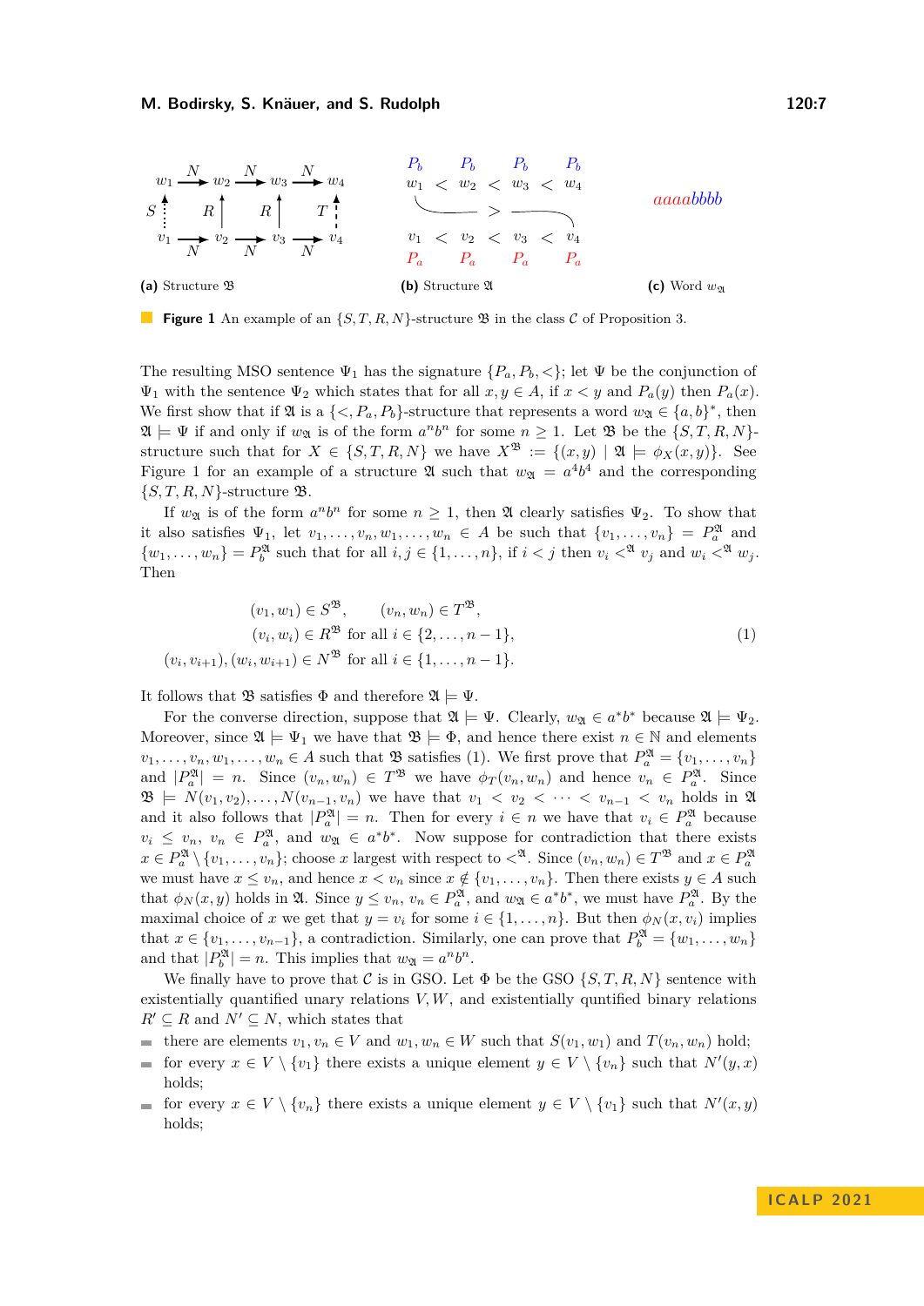(a) Structure $\mathfrak{B}$ (b) Structure $\mathfrak{A}$ (c) Word $w_{\mathfrak{A}}$

**Figure 1** An example of an $\{S,T,R,N\}$-structure $\mathfrak{B}$ in the class $\mathcal{C}$ of Proposition 3.

The resulting MSO sentence $\Psi_1$ has the signature $\{P_a, P_b, <\}$; let $\Psi$ be the conjunction of $\Psi_1$ with the sentence $\Psi_2$ which states that for all $x, y \in A$, if $x < y$ and $P_a(y)$ then $P_a(x)$. We first show that if $\mathfrak{A}$ is a $\{<, P_a, P_b\}$-structure that represents a word $w_{\mathfrak{A}} \in \{a,b\}^*$, then $\mathfrak{A} \models \Psi$ if and only if $w_{\mathfrak{A}}$ is of the form $a^n b^n$ for some $n \geq 1$. Let $\mathfrak{B}$ be the $\{S,T,R,N\}$-structure such that for $X \in \{S,T,R,N\}$ we have $X^{\mathfrak{B}} := \{(x,y) \mid \mathfrak{A} \models \phi_X(x,y)\}$. See Figure 1 for an example of a structure $\mathfrak{A}$ such that $w_{\mathfrak{A}} = a^4 b^4$ and the corresponding $\{S,T,R,N\}$-structure $\mathfrak{B}$.

If $w_{\mathfrak{A}}$ is of the form $a^n b^n$ for some $n \geq 1$, then $\mathfrak{A}$ clearly satisfies $\Psi_2$. To show that it also satisfies $\Psi_1$, let $v_1, \dots, v_n, w_1, \dots, w_n \in A$ be such that $\{v_1, \dots, v_n\} = P_a^{\mathfrak{A}}$ and $\{w_1, \dots, w_n\} = P_b^{\mathfrak{A}}$ such that for all $i, j \in \{1, \dots, n\}$, if $i < j$ then $v_i <^{\mathfrak{A}} v_j$ and $w_i <^{\mathfrak{A}} w_j$. Then

$$
\begin{aligned}
(v_1, w_1) \in S^{\mathfrak{B}}, \qquad (v_n, w_n) \in T^{\mathfrak{B}}, \\
(v_i, w_i) \in R^{\mathfrak{B}} \text{ for all } i \in \{2, \dots, n-1\}, \\
(v_i, v_{i+1}), (w_i, w_{i+1}) \in N^{\mathfrak{B}} \text{ for all } i \in \{1, \dots, n-1\}.
\end{aligned}
\tag{1}
$$

It follows that $\mathfrak{B}$ satisfies $\Phi$ and therefore $\mathfrak{A} \models \Psi$.

For the converse direction, suppose that $\mathfrak{A} \models \Psi$. Clearly, $w_{\mathfrak{A}} \in a^* b^*$ because $\mathfrak{A} \models \Psi_2$. Moreover, since $\mathfrak{A} \models \Psi_1$ we have that $\mathfrak{B} \models \Phi$, and hence there exist $n \in \mathbb{N}$ and elements $v_1, \dots, v_n, w_1, \dots, w_n \in A$ such that $\mathfrak{B}$ satisfies (1). We first prove that $P_a^{\mathfrak{A}} = \{v_1, \dots, v_n\}$ and $|P_a^{\mathfrak{A}}| = n$. Since $(v_n, w_n) \in T^{\mathfrak{B}}$ we have $\phi_T(v_n, w_n)$ and hence $v_n \in P_a^{\mathfrak{A}}$. Since $\mathfrak{B} \models N(v_1, v_2), \dots, N(v_{n-1}, v_n)$ we have that $v_1 < v_2 < \dots < v_{n-1} < v_n$ holds in $\mathfrak{A}$ and it also follows that $|P_a^{\mathfrak{A}}| = n$. Then for every $i \in n$ we have that $v_i \in P_a^{\mathfrak{A}}$ because $v_i \leq v_n$, $v_n \in P_a^{\mathfrak{A}}$, and $w_{\mathfrak{A}} \in a^* b^*$. Now suppose for contradiction that there exists $x \in P_a^{\mathfrak{A}} \setminus \{v_1, \dots, v_n\}$; choose $x$ largest with respect to $<^{\mathfrak{A}}$. Since $(v_n, w_n) \in T^{\mathfrak{B}}$ and $x \in P_a^{\mathfrak{A}}$ we must have $x \leq v_n$, and hence $x < v_n$ since $x \notin \{v_1, \dots, v_n\}$. Then there exists $y \in A$ such that $\phi_N(x, y)$ holds in $\mathfrak{A}$. Since $y \leq v_n$, $v_n \in P_a^{\mathfrak{A}}$, and $w_{\mathfrak{A}} \in a^* b^*$, we must have $P_a^{\mathfrak{A}}$. By the maximal choice of $x$ we get that $y = v_i$ for some $i \in \{1, \dots, n\}$. But then $\phi_N(x, v_i)$ implies that $x \in \{v_1, \dots, v_{n-1}\}$, a contradiction. Similarly, one can prove that $P_b^{\mathfrak{A}} = \{w_1, \dots, w_n\}$ and that $|P_b^{\mathfrak{A}}| = n$. This implies that $w_{\mathfrak{A}} = a^n b^n$.

We finally have to prove that $\mathcal{C}$ is in GSO. Let $\Phi$ be the GSO $\{S,T,R,N\}$ sentence with existentially quantified unary relations $V, W$, and existentially quntified binary relations $R' \subseteq R$ and $N' \subseteq N$, which states that

- there are elements $v_1, v_n \in V$ and $w_1, w_n \in W$ such that $S(v_1, w_1)$ and $T(v_n, w_n)$ hold;
- for every $x \in V \setminus \{v_1\}$ there exists a unique element $y \in V \setminus \{v_n\}$ such that $N'(y, x)$ holds;
- for every $x \in V \setminus \{v_n\}$ there exists a unique element $y \in V \setminus \{v_1\}$ such that $N'(x, y)$ holds;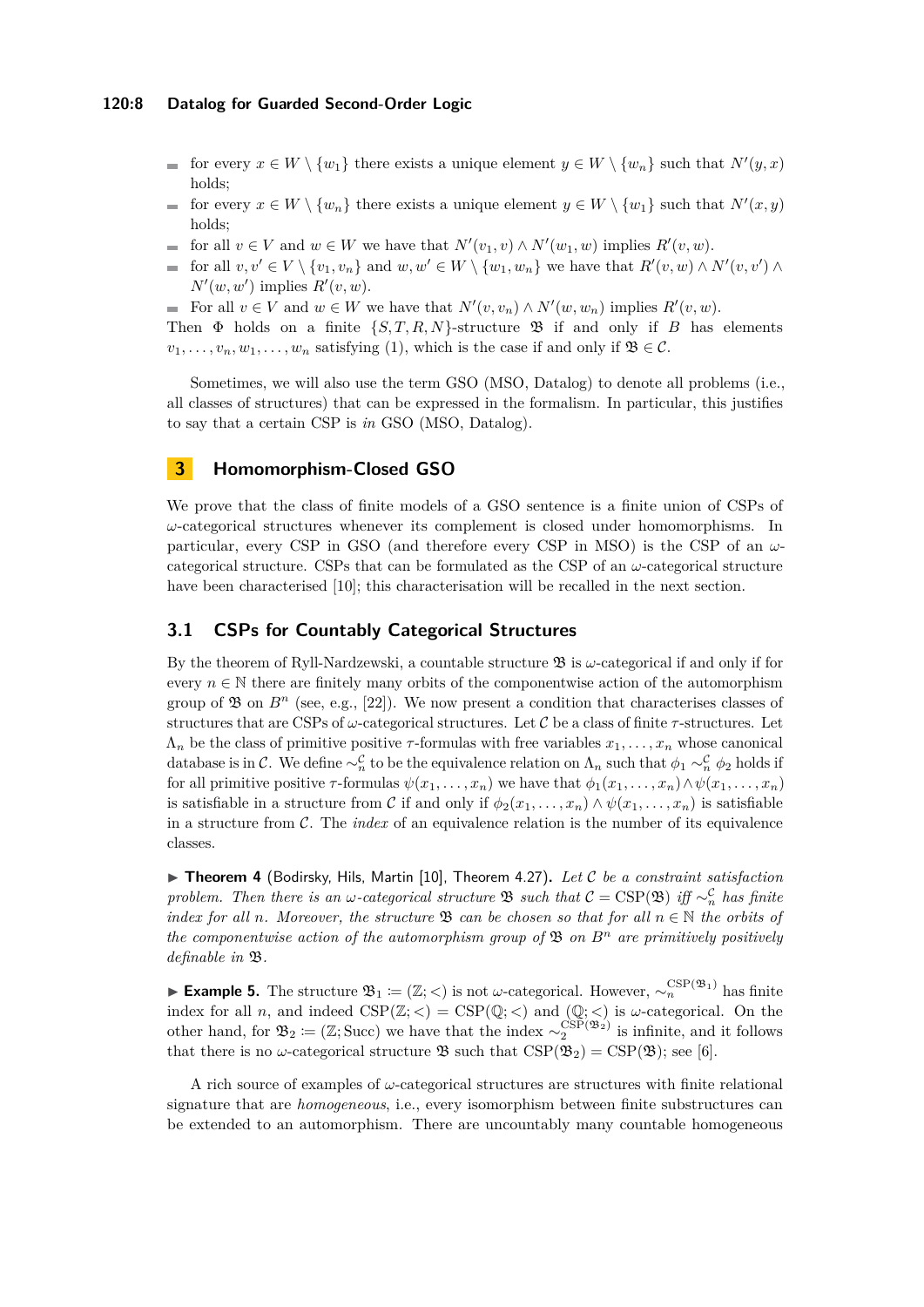- for every $x \in W \setminus \{w_1\}$ there exists a unique element $y \in W \setminus \{w_n\}$ such that $N'(y,x)$ holds;
- for every $x \in W \setminus \{w_n\}$ there exists a unique element $y \in W \setminus \{w_1\}$ such that $N'(x,y)$ holds;
- for all $v \in V$ and $w \in W$ we have that $N'(v_1,v) \wedge N'(w_1,w)$ implies $R'(v,w)$.
- for all $v,v' \in V \setminus \{v_1,v_n\}$ and $w,w' \in W \setminus \{w_1,w_n\}$ we have that $R'(v,w) \wedge N'(v,v') \wedge N'(w,w')$ implies $R'(v,w)$.
- For all $v \in V$ and $w \in W$ we have that $N'(v,v_n) \wedge N'(w,w_n)$ implies $R'(v,w)$.

Then $\Phi$ holds on a finite $\{S,T,R,N\}$-structure $\mathfrak{B}$ if and only if $B$ has elements $v_1,\dots,v_n,w_1,\dots,w_n$ satisfying (1), which is the case if and only if $\mathfrak{B} \in \mathcal{C}$.

Sometimes, we will also use the term GSO (MSO, Datalog) to denote all problems (i.e., all classes of structures) that can be expressed in the formalism. In particular, this justifies to say that a certain CSP is *in* GSO (MSO, Datalog).

## 3 Homomorphism-Closed GSO

We prove that the class of finite models of a GSO sentence is a finite union of CSPs of $\omega$-categorical structures whenever its complement is closed under homomorphisms. In particular, every CSP in GSO (and therefore every CSP in MSO) is the CSP of an $\omega$-categorical structure. CSPs that can be formulated as the CSP of an $\omega$-categorical structure have been characterised [10]; this characterisation will be recalled in the next section.

### 3.1 CSPs for Countably Categorical Structures

By the theorem of Ryll-Nardzewski, a countable structure $\mathfrak{B}$ is $\omega$-categorical if and only if for every $n \in \mathbb{N}$ there are finitely many orbits of the componentwise action of the automorphism group of $\mathfrak{B}$ on $B^n$ (see, e.g., [22]). We now present a condition that characterises classes of structures that are CSPs of $\omega$-categorical structures. Let $\mathcal{C}$ be a class of finite $\tau$-structures. Let $\Lambda_n$ be the class of primitive positive $\tau$-formulas with free variables $x_1,\dots,x_n$ whose canonical database is in $\mathcal{C}$. We define $\sim_n^{\mathcal{C}}$ to be the equivalence relation on $\Lambda_n$ such that $\phi_1 \sim_n^{\mathcal{C}} \phi_2$ holds if for all primitive positive $\tau$-formulas $\psi(x_1,\dots,x_n)$ we have that $\phi_1(x_1,\dots,x_n) \wedge \psi(x_1,\dots,x_n)$ is satisfiable in a structure from $\mathcal{C}$ if and only if $\phi_2(x_1,\dots,x_n) \wedge \psi(x_1,\dots,x_n)$ is satisfiable in a structure from $\mathcal{C}$. The *index* of an equivalence relation is the number of its equivalence classes.

▶ **Theorem 4** (Bodirsky, Hils, Martin [10], Theorem 4.27)**.** *Let $\mathcal{C}$ be a constraint satisfaction problem. Then there is an $\omega$-categorical structure $\mathfrak{B}$ such that $\mathcal{C} = \mathrm{CSP}(\mathfrak{B})$ iff $\sim_n^{\mathcal{C}}$ has finite index for all $n$. Moreover, the structure $\mathfrak{B}$ can be chosen so that for all $n \in \mathbb{N}$ the orbits of the componentwise action of the automorphism group of $\mathfrak{B}$ on $B^n$ are primitively positively definable in $\mathfrak{B}$.*

▶ **Example 5.** The structure $\mathfrak{B}_1 := (\mathbb{Z};<)$ is not $\omega$-categorical. However, $\sim_n^{\mathrm{CSP}(\mathfrak{B}_1)}$ has finite index for all $n$, and indeed $\mathrm{CSP}(\mathbb{Z};<) = \mathrm{CSP}(\mathbb{Q};<)$ and $(\mathbb{Q};<)$ is $\omega$-categorical. On the other hand, for $\mathfrak{B}_2 := (\mathbb{Z};\mathrm{Succ})$ we have that the index $\sim_2^{\mathrm{CSP}(\mathfrak{B}_2)}$ is infinite, and it follows that there is no $\omega$-categorical structure $\mathfrak{B}$ such that $\mathrm{CSP}(\mathfrak{B}_2) = \mathrm{CSP}(\mathfrak{B})$; see [6].

A rich source of examples of $\omega$-categorical structures are structures with finite relational signature that are *homogeneous*, i.e., every isomorphism between finite substructures can be extended to an automorphism. There are uncountably many countable homogeneous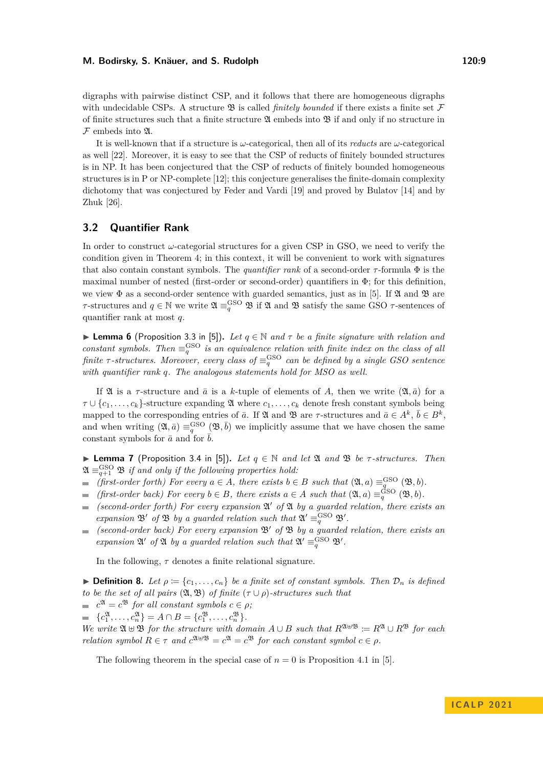digraphs with pairwise distinct CSP, and it follows that there are homogeneous digraphs with undecidable CSPs. A structure $\mathfrak{B}$ is called *finitely bounded* if there exists a finite set $\mathcal{F}$ of finite structures such that a finite structure $\mathfrak{A}$ embeds into $\mathfrak{B}$ if and only if no structure in $\mathcal{F}$ embeds into $\mathfrak{A}$.

It is well-known that if a structure is $\omega$-categorical, then all of its *reducts* are $\omega$-categorical as well [22]. Moreover, it is easy to see that the CSP of reducts of finitely bounded structures is in NP. It has been conjectured that the CSP of reducts of finitely bounded homogeneous structures is in P or NP-complete [12]; this conjecture generalises the finite-domain complexity dichotomy that was conjectured by Feder and Vardi [19] and proved by Bulatov [14] and by Zhuk [26].

## 3.2 Quantifier Rank

In order to construct $\omega$-categorial structures for a given CSP in GSO, we need to verify the condition given in Theorem 4; in this context, it will be convenient to work with signatures that also contain constant symbols. The *quantifier rank* of a second-order $\tau$-formula $\Phi$ is the maximal number of nested (first-order or second-order) quantifiers in $\Phi$; for this definition, we view $\Phi$ as a second-order sentence with guarded semantics, just as in [5]. If $\mathfrak{A}$ and $\mathfrak{B}$ are $\tau$-structures and $q \in \mathbb{N}$ we write $\mathfrak{A} \equiv_q^{\mathrm{GSO}} \mathfrak{B}$ if $\mathfrak{A}$ and $\mathfrak{B}$ satisfy the same GSO $\tau$-sentences of quantifier rank at most $q$.

▶ **Lemma 6** (Proposition 3.3 in [5])**.** *Let $q \in \mathbb{N}$ and $\tau$ be a finite signature with relation and constant symbols. Then $\equiv_q^{\mathrm{GSO}}$ is an equivalence relation with finite index on the class of all finite $\tau$-structures. Moreover, every class of $\equiv_q^{\mathrm{GSO}}$ can be defined by a single GSO sentence with quantifier rank $q$. The analogous statements hold for MSO as well.*

If $\mathfrak{A}$ is a $\tau$-structure and $\bar{a}$ is a $k$-tuple of elements of $A$, then we write $(\mathfrak{A}, \bar{a})$ for a $\tau \cup \{c_1, \dots, c_k\}$-structure expanding $\mathfrak{A}$ where $c_1, \dots, c_k$ denote fresh constant symbols being mapped to the corresponding entries of $\bar{a}$. If $\mathfrak{A}$ and $\mathfrak{B}$ are $\tau$-structures and $\bar{a} \in A^k$, $\bar{b} \in B^k$, and when writing $(\mathfrak{A}, \bar{a}) \equiv_q^{\mathrm{GSO}} (\mathfrak{B}, \bar{b})$ we implicitly assume that we have chosen the same constant symbols for $\bar{a}$ and for $\bar{b}$.

▶ **Lemma 7** (Proposition 3.4 in [5])**.** *Let $q \in \mathbb{N}$ and let $\mathfrak{A}$ and $\mathfrak{B}$ be $\tau$-structures. Then $\mathfrak{A} \equiv_{q+1}^{\mathrm{GSO}} \mathfrak{B}$ if and only if the following properties hold:*

- *(first-order forth) For every $a \in A$, there exists $b \in B$ such that $(\mathfrak{A}, a) \equiv_q^{\mathrm{GSO}} (\mathfrak{B}, b)$.*
- *(first-order back) For every $b \in B$, there exists $a \in A$ such that $(\mathfrak{A}, a) \equiv_q^{\mathrm{GSO}} (\mathfrak{B}, b)$.*
- *(second-order forth) For every expansion $\mathfrak{A}'$ of $\mathfrak{A}$ by a guarded relation, there exists an expansion $\mathfrak{B}'$ of $\mathfrak{B}$ by a guarded relation such that $\mathfrak{A}' \equiv_q^{\mathrm{GSO}} \mathfrak{B}'$.*
- *(second-order back) For every expansion $\mathfrak{B}'$ of $\mathfrak{B}$ by a guarded relation, there exists an expansion $\mathfrak{A}'$ of $\mathfrak{A}$ by a guarded relation such that $\mathfrak{A}' \equiv_q^{\mathrm{GSO}} \mathfrak{B}'$.*

In the following, $\tau$ denotes a finite relational signature.

▶ **Definition 8.** *Let $\rho := \{c_1, \dots, c_n\}$ be a finite set of constant symbols. Then $\mathcal{D}_n$ is defined to be the set of all pairs $(\mathfrak{A}, \mathfrak{B})$ of finite $(\tau \cup \rho)$-structures such that*

- *$c^{\mathfrak{A}} = c^{\mathfrak{B}}$ for all constant symbols $c \in \rho$;*
- *$\{c_1^{\mathfrak{A}}, \dots, c_n^{\mathfrak{A}}\} = A \cap B = \{c_1^{\mathfrak{B}}, \dots, c_n^{\mathfrak{B}}\}$.*

*We write $\mathfrak{A} \uplus \mathfrak{B}$ for the structure with domain $A \cup B$ such that $R^{\mathfrak{A} \uplus \mathfrak{B}} := R^{\mathfrak{A}} \cup R^{\mathfrak{B}}$ for each relation symbol $R \in \tau$ and $c^{\mathfrak{A} \uplus \mathfrak{B}} = c^{\mathfrak{A}} = c^{\mathfrak{B}}$ for each constant symbol $c \in \rho$.*

The following theorem in the special case of $n = 0$ is Proposition 4.1 in [5].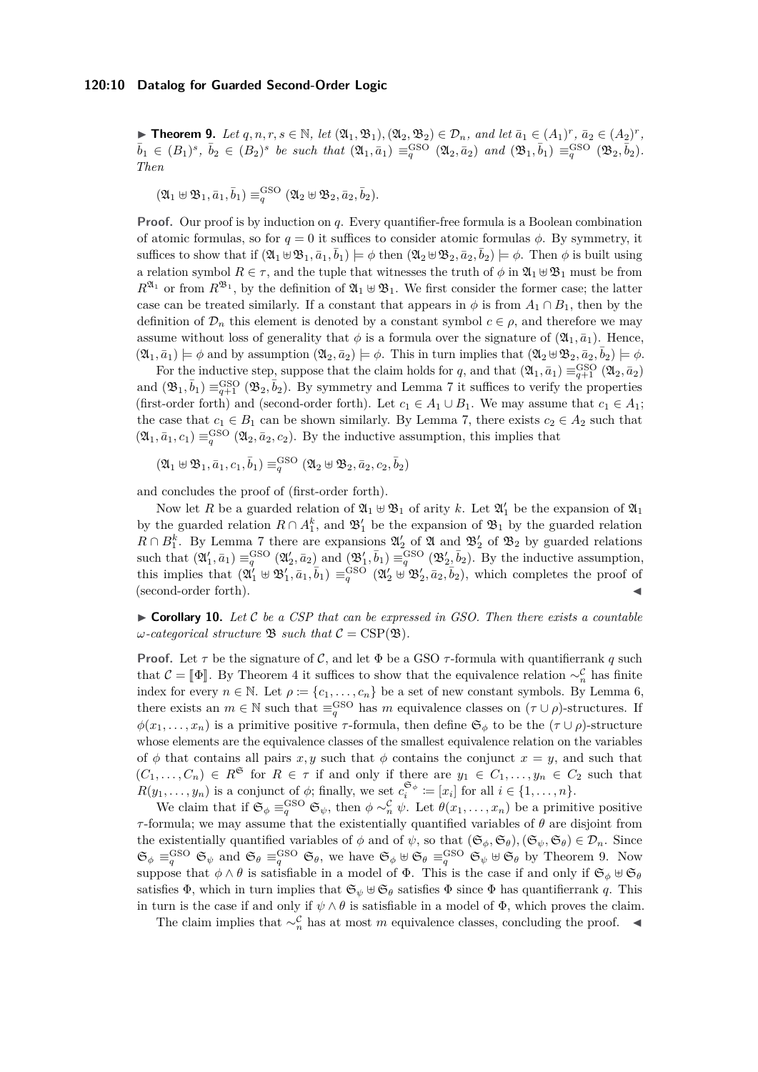▶ **Theorem 9.** *Let $q, n, r, s \in \mathbb{N}$, let $(\mathfrak{A}_1, \mathfrak{B}_1), (\mathfrak{A}_2, \mathfrak{B}_2) \in \mathcal{D}_n$, and let $\bar{a}_1 \in (A_1)^r$, $\bar{a}_2 \in (A_2)^r$, $\bar{b}_1 \in (B_1)^s$, $\bar{b}_2 \in (B_2)^s$ be such that $(\mathfrak{A}_1, \bar{a}_1) \equiv_q^{\mathrm{GSO}} (\mathfrak{A}_2, \bar{a}_2)$ and $(\mathfrak{B}_1, \bar{b}_1) \equiv_q^{\mathrm{GSO}} (\mathfrak{B}_2, \bar{b}_2)$. Then*

$$(\mathfrak{A}_1 \uplus \mathfrak{B}_1, \bar{a}_1, \bar{b}_1) \equiv_q^{\mathrm{GSO}} (\mathfrak{A}_2 \uplus \mathfrak{B}_2, \bar{a}_2, \bar{b}_2).$$

**Proof.** Our proof is by induction on $q$. Every quantifier-free formula is a Boolean combination of atomic formulas, so for $q = 0$ it suffices to consider atomic formulas $\phi$. By symmetry, it suffices to show that if $(\mathfrak{A}_1 \uplus \mathfrak{B}_1, \bar{a}_1, \bar{b}_1) \models \phi$ then $(\mathfrak{A}_2 \uplus \mathfrak{B}_2, \bar{a}_2, \bar{b}_2) \models \phi$. Then $\phi$ is built using a relation symbol $R \in \tau$, and the tuple that witnesses the truth of $\phi$ in $\mathfrak{A}_1 \uplus \mathfrak{B}_1$ must be from $R^{\mathfrak{A}_1}$ or from $R^{\mathfrak{B}_1}$, by the definition of $\mathfrak{A}_1 \uplus \mathfrak{B}_1$. We first consider the former case; the latter case can be treated similarly. If a constant that appears in $\phi$ is from $A_1 \cap B_1$, then by the definition of $\mathcal{D}_n$ this element is denoted by a constant symbol $c \in \rho$, and therefore we may assume without loss of generality that $\phi$ is a formula over the signature of $(\mathfrak{A}_1, \bar{a}_1)$. Hence, $(\mathfrak{A}_1, \bar{a}_1) \models \phi$ and by assumption $(\mathfrak{A}_2, \bar{a}_2) \models \phi$. This in turn implies that $(\mathfrak{A}_2 \uplus \mathfrak{B}_2, \bar{a}_2, \bar{b}_2) \models \phi$.

For the inductive step, suppose that the claim holds for $q$, and that $(\mathfrak{A}_1, \bar{a}_1) \equiv_{q+1}^{\mathrm{GSO}} (\mathfrak{A}_2, \bar{a}_2)$ and $(\mathfrak{B}_1, \bar{b}_1) \equiv_{q+1}^{\mathrm{GSO}} (\mathfrak{B}_2, \bar{b}_2)$. By symmetry and Lemma 7 it suffices to verify the properties (first-order forth) and (second-order forth). Let $c_1 \in A_1 \cup B_1$. We may assume that $c_1 \in A_1$; the case that $c_1 \in B_1$ can be shown similarly. By Lemma 7, there exists $c_2 \in A_2$ such that $(\mathfrak{A}_1, \bar{a}_1, c_1) \equiv_q^{\mathrm{GSO}} (\mathfrak{A}_2, \bar{a}_2, c_2)$. By the inductive assumption, this implies that

$$(\mathfrak{A}_1 \uplus \mathfrak{B}_1, \bar{a}_1, c_1, \bar{b}_1) \equiv_q^{\mathrm{GSO}} (\mathfrak{A}_2 \uplus \mathfrak{B}_2, \bar{a}_2, c_2, \bar{b}_2)$$

and concludes the proof of (first-order forth).

Now let $R$ be a guarded relation of $\mathfrak{A}_1 \uplus \mathfrak{B}_1$ of arity $k$. Let $\mathfrak{A}_1'$ be the expansion of $\mathfrak{A}_1$ by the guarded relation $R \cap A_1^k$, and $\mathfrak{B}_1'$ be the expansion of $\mathfrak{B}_1$ by the guarded relation $R \cap B_1^k$. By Lemma 7 there are expansions $\mathfrak{A}_2'$ of $\mathfrak{A}$ and $\mathfrak{B}_2'$ of $\mathfrak{B}_2$ by guarded relations such that $(\mathfrak{A}_1', \bar{a}_1) \equiv_q^{\mathrm{GSO}} (\mathfrak{A}_2', \bar{a}_2)$ and $(\mathfrak{B}_1', \bar{b}_1) \equiv_q^{\mathrm{GSO}} (\mathfrak{B}_2', \bar{b}_2)$. By the inductive assumption, this implies that $(\mathfrak{A}_1' \uplus \mathfrak{B}_1', \bar{a}_1, \bar{b}_1) \equiv_q^{\mathrm{GSO}} (\mathfrak{A}_2' \uplus \mathfrak{B}_2', \bar{a}_2, \bar{b}_2)$, which completes the proof of (second-order forth). ◀

▶ **Corollary 10.** *Let $\mathcal{C}$ be a CSP that can be expressed in GSO. Then there exists a countable $\omega$-categorical structure $\mathfrak{B}$ such that $\mathcal{C} = \mathrm{CSP}(\mathfrak{B})$.*

**Proof.** Let $\tau$ be the signature of $\mathcal{C}$, and let $\Phi$ be a GSO $\tau$-formula with quantifierrank $q$ such that $\mathcal{C} = \llbracket \Phi \rrbracket$. By Theorem 4 it suffices to show that the equivalence relation $\sim_n^{\mathcal{C}}$ has finite index for every $n \in \mathbb{N}$. Let $\rho := \{c_1, \dots, c_n\}$ be a set of new constant symbols. By Lemma 6, there exists an $m \in \mathbb{N}$ such that $\equiv_q^{\mathrm{GSO}}$ has $m$ equivalence classes on $(\tau \cup \rho)$-structures. If $\phi(x_1, \dots, x_n)$ is a primitive positive $\tau$-formula, then define $\mathfrak{S}_\phi$ to be the $(\tau \cup \rho)$-structure whose elements are the equivalence classes of the smallest equivalence relation on the variables of $\phi$ that contains all pairs $x, y$ such that $\phi$ contains the conjunct $x = y$, and such that $(C_1, \dots, C_n) \in R^{\mathfrak{S}}$ for $R \in \tau$ if and only if there are $y_1 \in C_1, \dots, y_n \in C_2$ such that $R(y_1, \dots, y_n)$ is a conjunct of $\phi$; finally, we set $c_i^{\mathfrak{S}_\phi} := [x_i]$ for all $i \in \{1, \dots, n\}$.

We claim that if $\mathfrak{S}_\phi \equiv_q^{\mathrm{GSO}} \mathfrak{S}_\psi$, then $\phi \sim_n^{\mathcal{C}} \psi$. Let $\theta(x_1, \dots, x_n)$ be a primitive positive $\tau$-formula; we may assume that the existentially quantified variables of $\theta$ are disjoint from the existentially quantified variables of $\phi$ and of $\psi$, so that $(\mathfrak{S}_\phi, \mathfrak{S}_\theta), (\mathfrak{S}_\psi, \mathfrak{S}_\theta) \in \mathcal{D}_n$. Since $\mathfrak{S}_\phi \equiv_q^{\mathrm{GSO}} \mathfrak{S}_\psi$ and $\mathfrak{S}_\theta \equiv_q^{\mathrm{GSO}} \mathfrak{S}_\theta$, we have $\mathfrak{S}_\phi \uplus \mathfrak{S}_\theta \equiv_q^{\mathrm{GSO}} \mathfrak{S}_\psi \uplus \mathfrak{S}_\theta$ by Theorem 9. Now suppose that $\phi \wedge \theta$ is satisfiable in a model of $\Phi$. This is the case if and only if $\mathfrak{S}_\phi \uplus \mathfrak{S}_\theta$ satisfies $\Phi$, which in turn implies that $\mathfrak{S}_\psi \uplus \mathfrak{S}_\theta$ satisfies $\Phi$ since $\Phi$ has quantifierrank $q$. This in turn is the case if and only if $\psi \wedge \theta$ is satisfiable in a model of $\Phi$, which proves the claim.

The claim implies that $\sim_n^{\mathcal{C}}$ has at most $m$ equivalence classes, concluding the proof. ◀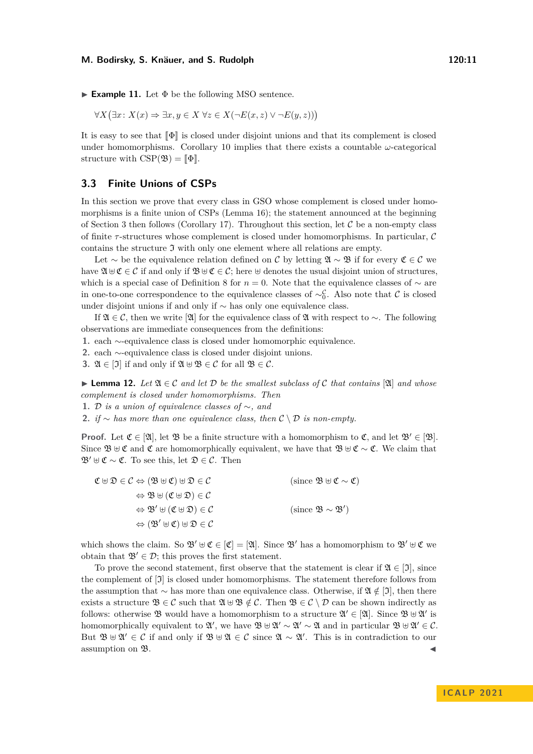▶ **Example 11.** Let $\Phi$ be the following MSO sentence.

$$\forall X\big(\exists x\colon X(x) \Rightarrow \exists x, y \in X\ \forall z \in X(\neg E(x,z) \vee \neg E(y,z))\big)$$

It is easy to see that $[\![\Phi]\!]$ is closed under disjoint unions and that its complement is closed under homomorphisms. Corollary 10 implies that there exists a countable $\omega$-categorical structure with $\mathrm{CSP}(\mathfrak{B}) = [\![\Phi]\!]$.

## 3.3 Finite Unions of CSPs

In this section we prove that every class in GSO whose complement is closed under homomorphisms is a finite union of CSPs (Lemma 16); the statement announced at the beginning of Section 3 then follows (Corollary 17). Throughout this section, let $\mathcal{C}$ be a non-empty class of finite $\tau$-structures whose complement is closed under homomorphisms. In particular, $\mathcal{C}$ contains the structure $\mathfrak{I}$ with only one element where all relations are empty.

Let $\sim$ be the equivalence relation defined on $\mathcal{C}$ by letting $\mathfrak{A} \sim \mathfrak{B}$ if for every $\mathfrak{C} \in \mathcal{C}$ we have $\mathfrak{A} \uplus \mathfrak{C} \in \mathcal{C}$ if and only if $\mathfrak{B} \uplus \mathfrak{C} \in \mathcal{C}$; here $\uplus$ denotes the usual disjoint union of structures, which is a special case of Definition 8 for $n = 0$. Note that the equivalence classes of $\sim$ are in one-to-one correspondence to the equivalence classes of $\sim_0^{\mathcal{C}}$. Also note that $\mathcal{C}$ is closed under disjoint unions if and only if $\sim$ has only one equivalence class.

If $\mathfrak{A} \in \mathcal{C}$, then we write $[\mathfrak{A}]$ for the equivalence class of $\mathfrak{A}$ with respect to $\sim$. The following observations are immediate consequences from the definitions:

1. each $\sim$-equivalence class is closed under homomorphic equivalence.
2. each $\sim$-equivalence class is closed under disjoint unions.
3. $\mathfrak{A} \in [\mathfrak{I}]$ if and only if $\mathfrak{A} \uplus \mathfrak{B} \in \mathcal{C}$ for all $\mathfrak{B} \in \mathcal{C}$.

▶ **Lemma 12.** *Let $\mathfrak{A} \in \mathcal{C}$ and let $\mathcal{D}$ be the smallest subclass of $\mathcal{C}$ that contains $[\mathfrak{A}]$ and whose complement is closed under homomorphisms. Then*

1. *$\mathcal{D}$ is a union of equivalence classes of $\sim$, and*
2. *if $\sim$ has more than one equivalence class, then $\mathcal{C} \setminus \mathcal{D}$ is non-empty.*

**Proof.** Let $\mathfrak{C} \in [\mathfrak{A}]$, let $\mathfrak{B}$ be a finite structure with a homomorphism to $\mathfrak{C}$, and let $\mathfrak{B}' \in [\mathfrak{B}]$. Since $\mathfrak{B} \uplus \mathfrak{C}$ and $\mathfrak{C}$ are homomorphically equivalent, we have that $\mathfrak{B} \uplus \mathfrak{C} \sim \mathfrak{C}$. We claim that $\mathfrak{B}' \uplus \mathfrak{C} \sim \mathfrak{C}$. To see this, let $\mathfrak{D} \in \mathcal{C}$. Then

$$\begin{aligned}
\mathfrak{C} \uplus \mathfrak{D} \in \mathcal{C} &\Leftrightarrow (\mathfrak{B} \uplus \mathfrak{C}) \uplus \mathfrak{D} \in \mathcal{C} && \text{(since } \mathfrak{B} \uplus \mathfrak{C} \sim \mathfrak{C}\text{)}\\
&\Leftrightarrow \mathfrak{B} \uplus (\mathfrak{C} \uplus \mathfrak{D}) \in \mathcal{C} &&\\
&\Leftrightarrow \mathfrak{B}' \uplus (\mathfrak{C} \uplus \mathfrak{D}) \in \mathcal{C} && \text{(since } \mathfrak{B} \sim \mathfrak{B}'\text{)}\\
&\Leftrightarrow (\mathfrak{B}' \uplus \mathfrak{C}) \uplus \mathfrak{D} \in \mathcal{C} &&
\end{aligned}$$

which shows the claim. So $\mathfrak{B}' \uplus \mathfrak{C} \in [\mathfrak{C}] = [\mathfrak{A}]$. Since $\mathfrak{B}'$ has a homomorphism to $\mathfrak{B}' \uplus \mathfrak{C}$ we obtain that $\mathfrak{B}' \in \mathcal{D}$; this proves the first statement.

To prove the second statement, first observe that the statement is clear if $\mathfrak{A} \in [\mathfrak{I}]$, since the complement of $[\mathfrak{I}]$ is closed under homomorphisms. The statement therefore follows from the assumption that $\sim$ has more than one equivalence class. Otherwise, if $\mathfrak{A} \notin [\mathfrak{I}]$, then there exists a structure $\mathfrak{B} \in \mathcal{C}$ such that $\mathfrak{A} \uplus \mathfrak{B} \notin \mathcal{C}$. Then $\mathfrak{B} \in \mathcal{C} \setminus \mathcal{D}$ can be shown indirectly as follows: otherwise $\mathfrak{B}$ would have a homomorphism to a structure $\mathfrak{A}' \in [\mathfrak{A}]$. Since $\mathfrak{B} \uplus \mathfrak{A}'$ is homomorphically equivalent to $\mathfrak{A}'$, we have $\mathfrak{B} \uplus \mathfrak{A}' \sim \mathfrak{A}' \sim \mathfrak{A}$ and in particular $\mathfrak{B} \uplus \mathfrak{A}' \in \mathcal{C}$. But $\mathfrak{B} \uplus \mathfrak{A}' \in \mathcal{C}$ if and only if $\mathfrak{B} \uplus \mathfrak{A} \in \mathcal{C}$ since $\mathfrak{A} \sim \mathfrak{A}'$. This is in contradiction to our assumption on $\mathfrak{B}$. ◀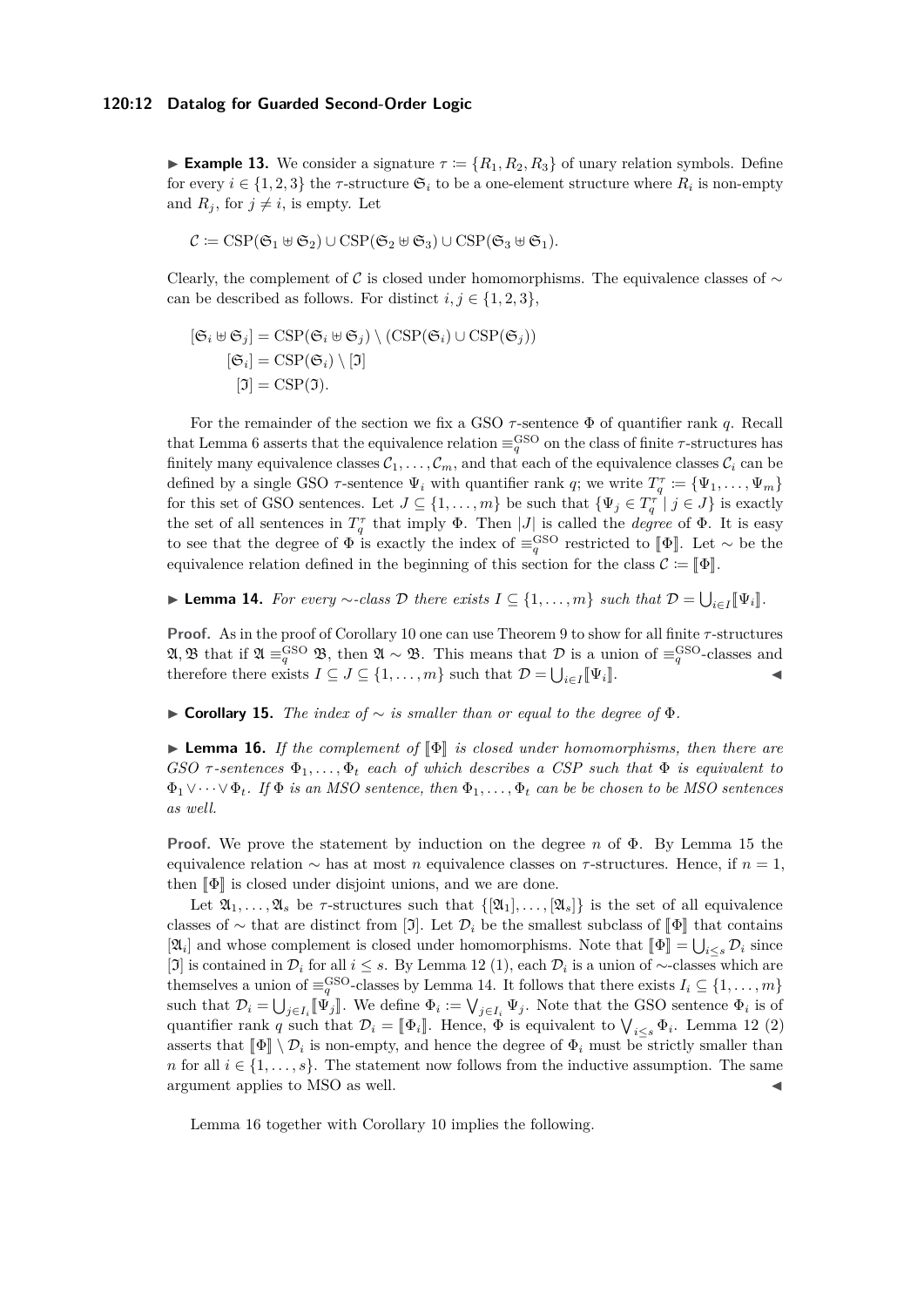▶ **Example 13.** We consider a signature $\tau \coloneqq \{R_1, R_2, R_3\}$ of unary relation symbols. Define for every $i \in \{1,2,3\}$ the $\tau$-structure $\mathfrak{S}_i$ to be a one-element structure where $R_i$ is non-empty and $R_j$, for $j \neq i$, is empty. Let

$$\mathcal{C} \coloneqq \mathrm{CSP}(\mathfrak{S}_1 \uplus \mathfrak{S}_2) \cup \mathrm{CSP}(\mathfrak{S}_2 \uplus \mathfrak{S}_3) \cup \mathrm{CSP}(\mathfrak{S}_3 \uplus \mathfrak{S}_1).$$

Clearly, the complement of $\mathcal{C}$ is closed under homomorphisms. The equivalence classes of $\sim$ can be described as follows. For distinct $i, j \in \{1,2,3\}$,

$$[\mathfrak{S}_i \uplus \mathfrak{S}_j] = \mathrm{CSP}(\mathfrak{S}_i \uplus \mathfrak{S}_j) \setminus (\mathrm{CSP}(\mathfrak{S}_i) \cup \mathrm{CSP}(\mathfrak{S}_j))$$
$$[\mathfrak{S}_i] = \mathrm{CSP}(\mathfrak{S}_i) \setminus [\mathfrak{I}]$$
$$[\mathfrak{I}] = \mathrm{CSP}(\mathfrak{I}).$$

For the remainder of the section we fix a GSO $\tau$-sentence $\Phi$ of quantifier rank $q$. Recall that Lemma 6 asserts that the equivalence relation $\equiv_q^{\mathrm{GSO}}$ on the class of finite $\tau$-structures has finitely many equivalence classes $\mathcal{C}_1, \dots, \mathcal{C}_m$, and that each of the equivalence classes $\mathcal{C}_i$ can be defined by a single GSO $\tau$-sentence $\Psi_i$ with quantifier rank $q$; we write $T_q^\tau \coloneqq \{\Psi_1, \dots, \Psi_m\}$ for this set of GSO sentences. Let $J \subseteq \{1, \dots, m\}$ be such that $\{\Psi_j \in T_q^\tau \mid j \in J\}$ is exactly the set of all sentences in $T_q^\tau$ that imply $\Phi$. Then $|J|$ is called the *degree* of $\Phi$. It is easy to see that the degree of $\Phi$ is exactly the index of $\equiv_q^{\mathrm{GSO}}$ restricted to $[\![\Phi]\!]$. Let $\sim$ be the equivalence relation defined in the beginning of this section for the class $\mathcal{C} \coloneqq [\![\Phi]\!]$.

▶ **Lemma 14.** *For every $\sim$-class $\mathcal{D}$ there exists $I \subseteq \{1, \dots, m\}$ such that $\mathcal{D} = \bigcup_{i \in I} [\![\Psi_i]\!]$.*

**Proof.** As in the proof of Corollary 10 one can use Theorem 9 to show for all finite $\tau$-structures $\mathfrak{A}, \mathfrak{B}$ that if $\mathfrak{A} \equiv_q^{\mathrm{GSO}} \mathfrak{B}$, then $\mathfrak{A} \sim \mathfrak{B}$. This means that $\mathcal{D}$ is a union of $\equiv_q^{\mathrm{GSO}}$-classes and therefore there exists $I \subseteq J \subseteq \{1, \dots, m\}$ such that $\mathcal{D} = \bigcup_{i \in I} [\![\Psi_i]\!]$. ◀

▶ **Corollary 15.** *The index of $\sim$ is smaller than or equal to the degree of $\Phi$.*

▶ **Lemma 16.** *If the complement of $[\![\Phi]\!]$ is closed under homomorphisms, then there are GSO $\tau$-sentences $\Phi_1, \dots, \Phi_t$ each of which describes a CSP such that $\Phi$ is equivalent to $\Phi_1 \vee \dots \vee \Phi_t$. If $\Phi$ is an MSO sentence, then $\Phi_1, \dots, \Phi_t$ can be be chosen to be MSO sentences as well.*

**Proof.** We prove the statement by induction on the degree $n$ of $\Phi$. By Lemma 15 the equivalence relation $\sim$ has at most $n$ equivalence classes on $\tau$-structures. Hence, if $n = 1$, then $[\![\Phi]\!]$ is closed under disjoint unions, and we are done.

Let $\mathfrak{A}_1, \dots, \mathfrak{A}_s$ be $\tau$-structures such that $\{[\mathfrak{A}_1], \dots, [\mathfrak{A}_s]\}$ is the set of all equivalence classes of $\sim$ that are distinct from $[\mathfrak{I}]$. Let $\mathcal{D}_i$ be the smallest subclass of $[\![\Phi]\!]$ that contains $[\mathfrak{A}_i]$ and whose complement is closed under homomorphisms. Note that $[\![\Phi]\!] = \bigcup_{i \leq s} \mathcal{D}_i$ since $[\mathfrak{I}]$ is contained in $\mathcal{D}_i$ for all $i \leq s$. By Lemma 12 (1), each $\mathcal{D}_i$ is a union of $\sim$-classes which are themselves a union of $\equiv_q^{\mathrm{GSO}}$-classes by Lemma 14. It follows that there exists $I_i \subseteq \{1, \dots, m\}$ such that $\mathcal{D}_i = \bigcup_{j \in I_i} [\![\Psi_j]\!]$. We define $\Phi_i \coloneqq \bigvee_{j \in I_i} \Psi_j$. Note that the GSO sentence $\Phi_i$ is of quantifier rank $q$ such that $\mathcal{D}_i = [\![\Phi_i]\!]$. Hence, $\Phi$ is equivalent to $\bigvee_{i \leq s} \Phi_i$. Lemma 12 (2) asserts that $[\![\Phi]\!] \setminus \mathcal{D}_i$ is non-empty, and hence the degree of $\Phi_i$ must be strictly smaller than $n$ for all $i \in \{1, \dots, s\}$. The statement now follows from the inductive assumption. The same argument applies to MSO as well. ◀

Lemma 16 together with Corollary 10 implies the following.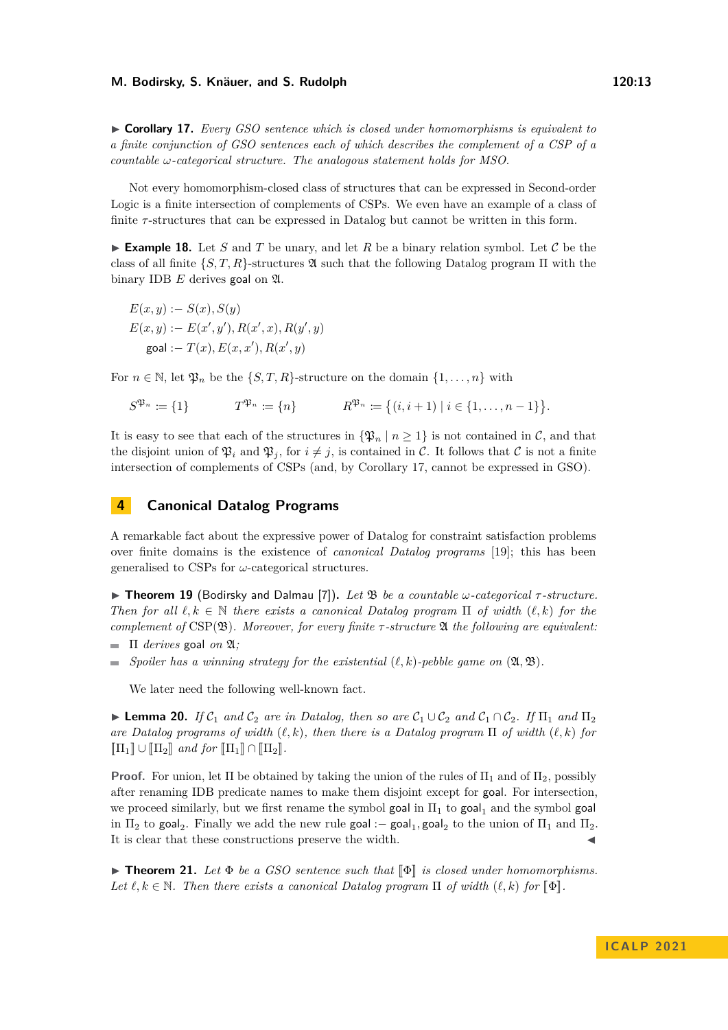▶ **Corollary 17.** *Every GSO sentence which is closed under homomorphisms is equivalent to a finite conjunction of GSO sentences each of which describes the complement of a CSP of a countable $\omega$-categorical structure. The analogous statement holds for MSO.*

Not every homomorphism-closed class of structures that can be expressed in Second-order Logic is a finite intersection of complements of CSPs. We even have an example of a class of finite $\tau$-structures that can be expressed in Datalog but cannot be written in this form.

▶ **Example 18.** Let $S$ and $T$ be unary, and let $R$ be a binary relation symbol. Let $\mathcal{C}$ be the class of all finite $\{S, T, R\}$-structures $\mathfrak{A}$ such that the following Datalog program $\Pi$ with the binary IDB $E$ derives $\mathsf{goal}$ on $\mathfrak{A}$.

$$E(x, y) :\!- \; S(x), S(y)$$
$$E(x, y) :\!- \; E(x', y'), R(x', x), R(y', y)$$
$$\mathsf{goal} :\!- \; T(x), E(x, x'), R(x', y)$$

For $n \in \mathbb{N}$, let $\mathfrak{P}_n$ be the $\{S, T, R\}$-structure on the domain $\{1, \dots, n\}$ with

$$S^{\mathfrak{P}_n} := \{1\} \qquad T^{\mathfrak{P}_n} := \{n\} \qquad R^{\mathfrak{P}_n} := \big\{(i, i+1) \mid i \in \{1, \dots, n-1\}\big\}.$$

It is easy to see that each of the structures in $\{\mathfrak{P}_n \mid n \geq 1\}$ is not contained in $\mathcal{C}$, and that the disjoint union of $\mathfrak{P}_i$ and $\mathfrak{P}_j$, for $i \neq j$, is contained in $\mathcal{C}$. It follows that $\mathcal{C}$ is not a finite intersection of complements of CSPs (and, by Corollary 17, cannot be expressed in GSO).

## 4 Canonical Datalog Programs

A remarkable fact about the expressive power of Datalog for constraint satisfaction problems over finite domains is the existence of *canonical Datalog programs* [19]; this has been generalised to CSPs for $\omega$-categorical structures.

▶ **Theorem 19** (Bodirsky and Dalmau [7])**.** *Let $\mathfrak{B}$ be a countable $\omega$-categorical $\tau$-structure. Then for all $\ell, k \in \mathbb{N}$ there exists a canonical Datalog program $\Pi$ of width $(\ell, k)$ for the complement of* $\mathrm{CSP}(\mathfrak{B})$*. Moreover, for every finite $\tau$-structure $\mathfrak{A}$ the following are equivalent:*

- *$\Pi$ derives* $\mathsf{goal}$ *on $\mathfrak{A}$;*
- *Spoiler has a winning strategy for the existential $(\ell, k)$-pebble game on $(\mathfrak{A}, \mathfrak{B})$.*

We later need the following well-known fact.

▶ **Lemma 20.** *If $\mathcal{C}_1$ and $\mathcal{C}_2$ are in Datalog, then so are $\mathcal{C}_1 \cup \mathcal{C}_2$ and $\mathcal{C}_1 \cap \mathcal{C}_2$. If $\Pi_1$ and $\Pi_2$ are Datalog programs of width $(\ell, k)$, then there is a Datalog program $\Pi$ of width $(\ell, k)$ for $[\![\Pi_1]\!] \cup [\![\Pi_2]\!]$ and for $[\![\Pi_1]\!] \cap [\![\Pi_2]\!]$.*

**Proof.** For union, let $\Pi$ be obtained by taking the union of the rules of $\Pi_1$ and of $\Pi_2$, possibly after renaming IDB predicate names to make them disjoint except for $\mathsf{goal}$. For intersection, we proceed similarly, but we first rename the symbol $\mathsf{goal}$ in $\Pi_1$ to $\mathsf{goal}_1$ and the symbol $\mathsf{goal}$ in $\Pi_2$ to $\mathsf{goal}_2$. Finally we add the new rule $\mathsf{goal} :\!- \mathsf{goal}_1, \mathsf{goal}_2$ to the union of $\Pi_1$ and $\Pi_2$. It is clear that these constructions preserve the width. ◀

▶ **Theorem 21.** *Let $\Phi$ be a GSO sentence such that $[\![\Phi]\!]$ is closed under homomorphisms. Let $\ell, k \in \mathbb{N}$. Then there exists a canonical Datalog program $\Pi$ of width $(\ell, k)$ for $[\![\Phi]\!]$.*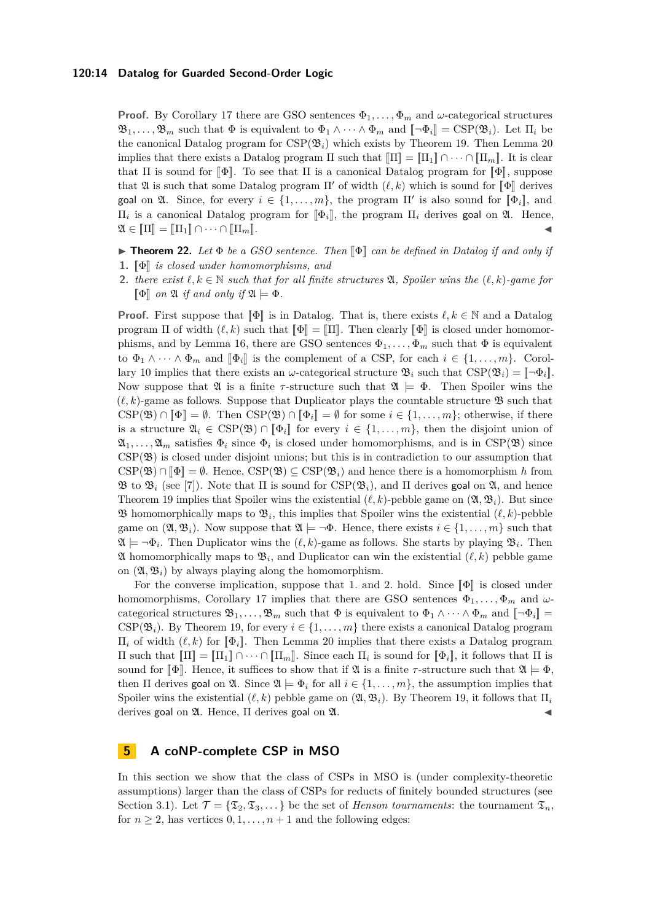**Proof.** By Corollary 17 there are GSO sentences $\Phi_1, \dots, \Phi_m$ and $\omega$-categorical structures $\mathfrak{B}_1, \dots, \mathfrak{B}_m$ such that $\Phi$ is equivalent to $\Phi_1 \wedge \dots \wedge \Phi_m$ and $\llbracket \neg\Phi_i \rrbracket = \mathrm{CSP}(\mathfrak{B}_i)$. Let $\Pi_i$ be the canonical Datalog program for $\mathrm{CSP}(\mathfrak{B}_i)$ which exists by Theorem 19. Then Lemma 20 implies that there exists a Datalog program $\Pi$ such that $\llbracket \Pi \rrbracket = \llbracket \Pi_1 \rrbracket \cap \dots \cap \llbracket \Pi_m \rrbracket$. It is clear that $\Pi$ is sound for $\llbracket \Phi \rrbracket$. To see that $\Pi$ is a canonical Datalog program for $\llbracket \Phi \rrbracket$, suppose that $\mathfrak{A}$ is such that some Datalog program $\Pi'$ of width $(\ell, k)$ which is sound for $\llbracket \Phi \rrbracket$ derives goal on $\mathfrak{A}$. Since, for every $i \in \{1, \dots, m\}$, the program $\Pi'$ is also sound for $\llbracket \Phi_i \rrbracket$, and $\Pi_i$ is a canonical Datalog program for $\llbracket \Phi_i \rrbracket$, the program $\Pi_i$ derives goal on $\mathfrak{A}$. Hence, $\mathfrak{A} \in \llbracket \Pi \rrbracket = \llbracket \Pi_1 \rrbracket \cap \dots \cap \llbracket \Pi_m \rrbracket$. ◀

▶ **Theorem 22.** *Let $\Phi$ be a GSO sentence. Then $\llbracket \Phi \rrbracket$ can be defined in Datalog if and only if*

1. *$\llbracket \Phi \rrbracket$ is closed under homomorphisms, and*
2. *there exist $\ell, k \in \mathbb{N}$ such that for all finite structures $\mathfrak{A}$, Spoiler wins the $(\ell, k)$-game for $\llbracket \Phi \rrbracket$ on $\mathfrak{A}$ if and only if $\mathfrak{A} \models \Phi$.*

**Proof.** First suppose that $\llbracket \Phi \rrbracket$ is in Datalog. That is, there exists $\ell, k \in \mathbb{N}$ and a Datalog program $\Pi$ of width $(\ell, k)$ such that $\llbracket \Phi \rrbracket = \llbracket \Pi \rrbracket$. Then clearly $\llbracket \Phi \rrbracket$ is closed under homomorphisms, and by Lemma 16, there are GSO sentences $\Phi_1, \dots, \Phi_m$ such that $\Phi$ is equivalent to $\Phi_1 \wedge \dots \wedge \Phi_m$ and $\llbracket \Phi_i \rrbracket$ is the complement of a CSP, for each $i \in \{1, \dots, m\}$. Corollary 10 implies that there exists an $\omega$-categorical structure $\mathfrak{B}_i$ such that $\mathrm{CSP}(\mathfrak{B}_i) = \llbracket \neg\Phi_i \rrbracket$. Now suppose that $\mathfrak{A}$ is a finite $\tau$-structure such that $\mathfrak{A} \models \Phi$. Then Spoiler wins the $(\ell, k)$-game as follows. Suppose that Duplicator plays the countable structure $\mathfrak{B}$ such that $\mathrm{CSP}(\mathfrak{B}) \cap \llbracket \Phi \rrbracket = \emptyset$. Then $\mathrm{CSP}(\mathfrak{B}) \cap \llbracket \Phi_i \rrbracket = \emptyset$ for some $i \in \{1, \dots, m\}$; otherwise, if there is a structure $\mathfrak{A}_i \in \mathrm{CSP}(\mathfrak{B}) \cap \llbracket \Phi_i \rrbracket$ for every $i \in \{1, \dots, m\}$, then the disjoint union of $\mathfrak{A}_1, \dots, \mathfrak{A}_m$ satisfies $\Phi_i$ since $\Phi_i$ is closed under homomorphisms, and is in $\mathrm{CSP}(\mathfrak{B})$ since $\mathrm{CSP}(\mathfrak{B})$ is closed under disjoint unions; but this is in contradiction to our assumption that $\mathrm{CSP}(\mathfrak{B}) \cap \llbracket \Phi \rrbracket = \emptyset$. Hence, $\mathrm{CSP}(\mathfrak{B}) \subseteq \mathrm{CSP}(\mathfrak{B}_i)$ and hence there is a homomorphism $h$ from $\mathfrak{B}$ to $\mathfrak{B}_i$ (see [7]). Note that $\Pi$ is sound for $\mathrm{CSP}(\mathfrak{B}_i)$, and $\Pi$ derives goal on $\mathfrak{A}$, and hence Theorem 19 implies that Spoiler wins the existential $(\ell, k)$-pebble game on $(\mathfrak{A}, \mathfrak{B}_i)$. But since $\mathfrak{B}$ homomorphically maps to $\mathfrak{B}_i$, this implies that Spoiler wins the existential $(\ell, k)$-pebble game on $(\mathfrak{A}, \mathfrak{B}_i)$. Now suppose that $\mathfrak{A} \models \neg\Phi$. Hence, there exists $i \in \{1, \dots, m\}$ such that $\mathfrak{A} \models \neg\Phi_i$. Then Duplicator wins the $(\ell, k)$-game as follows. She starts by playing $\mathfrak{B}_i$. Then $\mathfrak{A}$ homomorphically maps to $\mathfrak{B}_i$, and Duplicator can win the existential $(\ell, k)$ pebble game on $(\mathfrak{A}, \mathfrak{B}_i)$ by always playing along the homomorphism.

For the converse implication, suppose that 1. and 2. hold. Since $\llbracket \Phi \rrbracket$ is closed under homomorphisms, Corollary 17 implies that there are GSO sentences $\Phi_1, \dots, \Phi_m$ and $\omega$-categorical structures $\mathfrak{B}_1, \dots, \mathfrak{B}_m$ such that $\Phi$ is equivalent to $\Phi_1 \wedge \dots \wedge \Phi_m$ and $\llbracket \neg\Phi_i \rrbracket = \mathrm{CSP}(\mathfrak{B}_i)$. By Theorem 19, for every $i \in \{1, \dots, m\}$ there exists a canonical Datalog program $\Pi_i$ of width $(\ell, k)$ for $\llbracket \Phi_i \rrbracket$. Then Lemma 20 implies that there exists a Datalog program $\Pi$ such that $\llbracket \Pi \rrbracket = \llbracket \Pi_1 \rrbracket \cap \dots \cap \llbracket \Pi_m \rrbracket$. Since each $\Pi_i$ is sound for $\llbracket \Phi_i \rrbracket$, it follows that $\Pi$ is sound for $\llbracket \Phi \rrbracket$. Hence, it suffices to show that if $\mathfrak{A}$ is a finite $\tau$-structure such that $\mathfrak{A} \models \Phi$, then $\Pi$ derives goal on $\mathfrak{A}$. Since $\mathfrak{A} \models \Phi_i$ for all $i \in \{1, \dots, m\}$, the assumption implies that Spoiler wins the existential $(\ell, k)$ pebble game on $(\mathfrak{A}, \mathfrak{B}_i)$. By Theorem 19, it follows that $\Pi_i$ derives goal on $\mathfrak{A}$. Hence, $\Pi$ derives goal on $\mathfrak{A}$. ◀

## 5 A coNP-complete CSP in MSO

In this section we show that the class of CSPs in MSO is (under complexity-theoretic assumptions) larger than the class of CSPs for reducts of finitely bounded structures (see Section 3.1). Let $\mathcal{T} = \{\mathfrak{T}_2, \mathfrak{T}_3, \dots\}$ be the set of *Henson tournaments*: the tournament $\mathfrak{T}_n$, for $n \geq 2$, has vertices $0, 1, \dots, n+1$ and the following edges: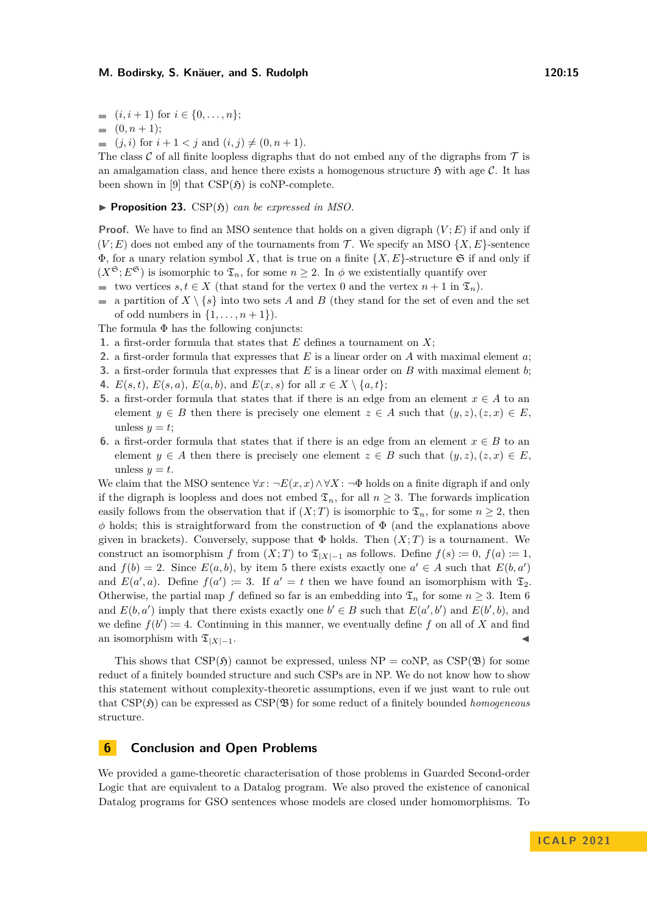- $(i, i+1)$ for $i \in \{0, \dots, n\}$;
- $(0, n+1)$;
- $(j, i)$ for $i+1 < j$ and $(i, j) \neq (0, n+1)$.

The class $\mathcal{C}$ of all finite loopless digraphs that do not embed any of the digraphs from $\mathcal{T}$ is an amalgamation class, and hence there exists a homogenous structure $\mathfrak{H}$ with age $\mathcal{C}$. It has been shown in [9] that $\mathrm{CSP}(\mathfrak{H})$ is coNP-complete.

▶ **Proposition 23.** $\mathrm{CSP}(\mathfrak{H})$ *can be expressed in MSO.*

**Proof.** We have to find an MSO sentence that holds on a given digraph $(V; E)$ if and only if $(V; E)$ does not embed any of the tournaments from $\mathcal{T}$. We specify an MSO $\{X, E\}$-sentence $\Phi$, for a unary relation symbol $X$, that is true on a finite $\{X, E\}$-structure $\mathfrak{S}$ if and only if $(X^{\mathfrak{S}}; E^{\mathfrak{S}})$ is isomorphic to $\mathfrak{T}_n$, for some $n \geq 2$. In $\phi$ we existentially quantify over

- two vertices $s, t \in X$ (that stand for the vertex 0 and the vertex $n+1$ in $\mathfrak{T}_n$).
- a partition of $X \setminus \{s\}$ into two sets $A$ and $B$ (they stand for the set of even and the set of odd numbers in $\{1, \dots, n+1\}$).

The formula $\Phi$ has the following conjuncts:

1. a first-order formula that states that $E$ defines a tournament on $X$;
2. a first-order formula that expresses that $E$ is a linear order on $A$ with maximal element $a$;
3. a first-order formula that expresses that $E$ is a linear order on $B$ with maximal element $b$;
4. $E(s, t)$, $E(s, a)$, $E(a, b)$, and $E(x, s)$ for all $x \in X \setminus \{a, t\}$;
5. a first-order formula that states that if there is an edge from an element $x \in A$ to an element $y \in B$ then there is precisely one element $z \in A$ such that $(y, z), (z, x) \in E$, unless $y = t$;
6. a first-order formula that states that if there is an edge from an element $x \in B$ to an element $y \in A$ then there is precisely one element $z \in B$ such that $(y, z), (z, x) \in E$, unless $y = t$.

We claim that the MSO sentence $\forall x\colon \neg E(x, x) \wedge \forall X\colon \neg \Phi$ holds on a finite digraph if and only if the digraph is loopless and does not embed $\mathfrak{T}_n$, for all $n \geq 3$. The forwards implication easily follows from the observation that if $(X; T)$ is isomorphic to $\mathfrak{T}_n$, for some $n \geq 2$, then $\phi$ holds; this is straightforward from the construction of $\Phi$ (and the explanations above given in brackets). Conversely, suppose that $\Phi$ holds. Then $(X; T)$ is a tournament. We construct an isomorphism $f$ from $(X; T)$ to $\mathfrak{T}_{|X|-1}$ as follows. Define $f(s) := 0$, $f(a) := 1$, and $f(b) = 2$. Since $E(a, b)$, by item 5 there exists exactly one $a' \in A$ such that $E(b, a')$ and $E(a', a)$. Define $f(a') := 3$. If $a' = t$ then we have found an isomorphism with $\mathfrak{T}_2$. Otherwise, the partial map $f$ defined so far is an embedding into $\mathfrak{T}_n$ for some $n \geq 3$. Item 6 and $E(b, a')$ imply that there exists exactly one $b' \in B$ such that $E(a', b')$ and $E(b', b)$, and we define $f(b') := 4$. Continuing in this manner, we eventually define $f$ on all of $X$ and find an isomorphism with $\mathfrak{T}_{|X|-1}$. ◀

This shows that $\mathrm{CSP}(\mathfrak{H})$ cannot be expressed, unless NP = coNP, as $\mathrm{CSP}(\mathfrak{B})$ for some reduct of a finitely bounded structure and such CSPs are in NP. We do not know how to show this statement without complexity-theoretic assumptions, even if we just want to rule out that $\mathrm{CSP}(\mathfrak{H})$ can be expressed as $\mathrm{CSP}(\mathfrak{B})$ for some reduct of a finitely bounded *homogeneous* structure.

## 6 Conclusion and Open Problems

We provided a game-theoretic characterisation of those problems in Guarded Second-order Logic that are equivalent to a Datalog program. We also proved the existence of canonical Datalog programs for GSO sentences whose models are closed under homomorphisms. To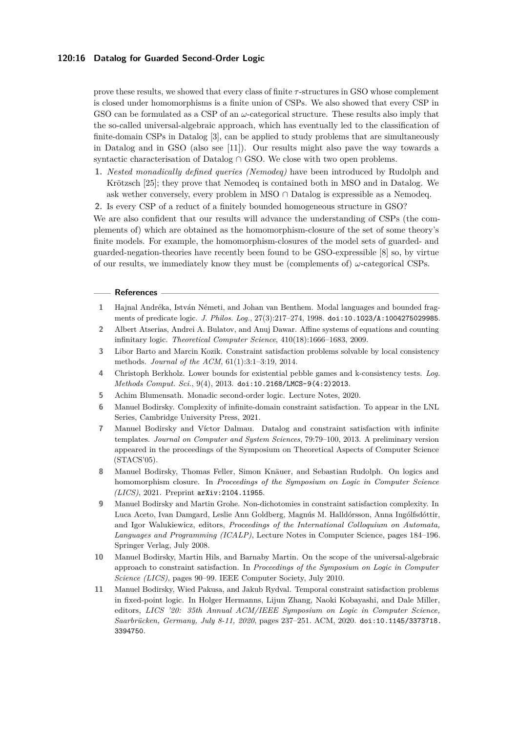prove these results, we showed that every class of finite $\tau$-structures in GSO whose complement is closed under homomorphisms is a finite union of CSPs. We also showed that every CSP in GSO can be formulated as a CSP of an $\omega$-categorical structure. These results also imply that the so-called universal-algebraic approach, which has eventually led to the classification of finite-domain CSPs in Datalog [3], can be applied to study problems that are simultaneously in Datalog and in GSO (also see [11]). Our results might also pave the way towards a syntactic characterisation of Datalog $\cap$ GSO. We close with two open problems.

1. *Nested monadically defined queries (Nemodeq)* have been introduced by Rudolph and Krötzsch [25]; they prove that Nemodeq is contained both in MSO and in Datalog. We ask wether conversely, every problem in MSO $\cap$ Datalog is expressible as a Nemodeq.
2. Is every CSP of a reduct of a finitely bounded homogeneous structure in GSO?

We are also confident that our results will advance the understanding of CSPs (the complements of) which are obtained as the homomorphism-closure of the set of some theory's finite models. For example, the homomorphism-closures of the model sets of guarded- and guarded-negation-theories have recently been found to be GSO-expressible [8] so, by virtue of our results, we immediately know they must be (complements of) $\omega$-categorical CSPs.

## References

1. Hajnal Andréka, István Németi, and Johan van Benthem. Modal languages and bounded fragments of predicate logic. *J. Philos. Log.*, 27(3):217–274, 1998. doi:10.1023/A:1004275029985.
2. Albert Atserias, Andrei A. Bulatov, and Anuj Dawar. Affine systems of equations and counting infinitary logic. *Theoretical Computer Science*, 410(18):1666–1683, 2009.
3. Libor Barto and Marcin Kozik. Constraint satisfaction problems solvable by local consistency methods. *Journal of the ACM*, 61(1):3:1–3:19, 2014.
4. Christoph Berkholz. Lower bounds for existential pebble games and k-consistency tests. *Log. Methods Comput. Sci.*, 9(4), 2013. doi:10.2168/LMCS-9(4:2)2013.
5. Achim Blumensath. Monadic second-order logic. Lecture Notes, 2020.
6. Manuel Bodirsky. Complexity of infinite-domain constraint satisfaction. To appear in the LNL Series, Cambridge University Press, 2021.
7. Manuel Bodirsky and Víctor Dalmau. Datalog and constraint satisfaction with infinite templates. *Journal on Computer and System Sciences*, 79:79–100, 2013. A preliminary version appeared in the proceedings of the Symposium on Theoretical Aspects of Computer Science (STACS'05).
8. Manuel Bodirsky, Thomas Feller, Simon Knäuer, and Sebastian Rudolph. On logics and homomorphism closure. In *Proceedings of the Symposium on Logic in Computer Science (LICS)*, 2021. Preprint arXiv:2104.11955.
9. Manuel Bodirsky and Martin Grohe. Non-dichotomies in constraint satisfaction complexity. In Luca Aceto, Ivan Damgard, Leslie Ann Goldberg, Magnús M. Halldórsson, Anna Ingólfsdóttir, and Igor Walukiewicz, editors, *Proceedings of the International Colloquium on Automata, Languages and Programming (ICALP)*, Lecture Notes in Computer Science, pages 184–196. Springer Verlag, July 2008.
10. Manuel Bodirsky, Martin Hils, and Barnaby Martin. On the scope of the universal-algebraic approach to constraint satisfaction. In *Proceedings of the Symposium on Logic in Computer Science (LICS)*, pages 90–99. IEEE Computer Society, July 2010.
11. Manuel Bodirsky, Wied Pakusa, and Jakub Rydval. Temporal constraint satisfaction problems in fixed-point logic. In Holger Hermanns, Lijun Zhang, Naoki Kobayashi, and Dale Miller, editors, *LICS '20: 35th Annual ACM/IEEE Symposium on Logic in Computer Science, Saarbrücken, Germany, July 8-11, 2020*, pages 237–251. ACM, 2020. doi:10.1145/3373718.3394750.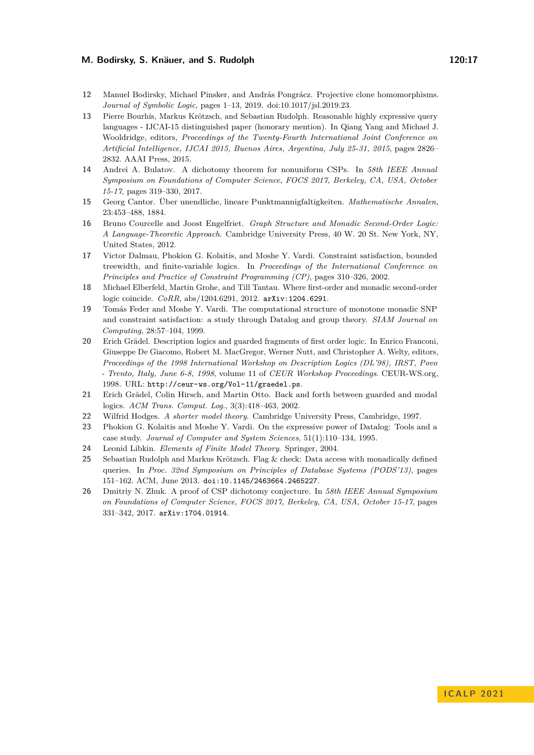12 Manuel Bodirsky, Michael Pinsker, and András Pongrácz. Projective clone homomorphisms. *Journal of Symbolic Logic*, pages 1–13, 2019. doi:10.1017/jsl.2019.23.

13 Pierre Bourhis, Markus Krötzsch, and Sebastian Rudolph. Reasonable highly expressive query languages - IJCAI-15 distinguished paper (honorary mention). In Qiang Yang and Michael J. Wooldridge, editors, *Proceedings of the Twenty-Fourth International Joint Conference on Artificial Intelligence, IJCAI 2015, Buenos Aires, Argentina, July 25-31, 2015*, pages 2826–2832. AAAI Press, 2015.

14 Andrei A. Bulatov. A dichotomy theorem for nonuniform CSPs. In *58th IEEE Annual Symposium on Foundations of Computer Science, FOCS 2017, Berkeley, CA, USA, October 15-17*, pages 319–330, 2017.

15 Georg Cantor. Über unendliche, lineare Punktmannigfaltigkeiten. *Mathematische Annalen*, 23:453–488, 1884.

16 Bruno Courcelle and Joost Engelfriet. *Graph Structure and Monadic Second-Order Logic: A Language-Theoretic Approach*. Cambridge University Press, 40 W. 20 St. New York, NY, United States, 2012.

17 Victor Dalmau, Phokion G. Kolaitis, and Moshe Y. Vardi. Constraint satisfaction, bounded treewidth, and finite-variable logics. In *Proceedings of the International Conference on Principles and Practice of Constraint Programming (CP)*, pages 310–326, 2002.

18 Michael Elberfeld, Martin Grohe, and Till Tantau. Where first-order and monadic second-order logic coincide. *CoRR*, abs/1204.6291, 2012. arXiv:1204.6291.

19 Tomás Feder and Moshe Y. Vardi. The computational structure of monotone monadic SNP and constraint satisfaction: a study through Datalog and group theory. *SIAM Journal on Computing*, 28:57–104, 1999.

20 Erich Grädel. Description logics and guarded fragments of first order logic. In Enrico Franconi, Giuseppe De Giacomo, Robert M. MacGregor, Werner Nutt, and Christopher A. Welty, editors, *Proceedings of the 1998 International Workshop on Description Logics (DL'98), IRST, Povo - Trento, Italy, June 6-8, 1998*, volume 11 of *CEUR Workshop Proceedings*. CEUR-WS.org, 1998. URL: http://ceur-ws.org/Vol-11/graedel.ps.

21 Erich Grädel, Colin Hirsch, and Martin Otto. Back and forth between guarded and modal logics. *ACM Trans. Comput. Log.*, 3(3):418–463, 2002.

22 Wilfrid Hodges. *A shorter model theory*. Cambridge University Press, Cambridge, 1997.

23 Phokion G. Kolaitis and Moshe Y. Vardi. On the expressive power of Datalog: Tools and a case study. *Journal of Computer and System Sciences*, 51(1):110–134, 1995.

24 Leonid Libkin. *Elements of Finite Model Theory*. Springer, 2004.

25 Sebastian Rudolph and Markus Krötzsch. Flag & check: Data access with monadically defined queries. In *Proc. 32nd Symposium on Principles of Database Systems (PODS'13)*, pages 151–162. ACM, June 2013. doi:10.1145/2463664.2465227.

26 Dmitriy N. Zhuk. A proof of CSP dichotomy conjecture. In *58th IEEE Annual Symposium on Foundations of Computer Science, FOCS 2017, Berkeley, CA, USA, October 15-17*, pages 331–342, 2017. arXiv:1704.01914.